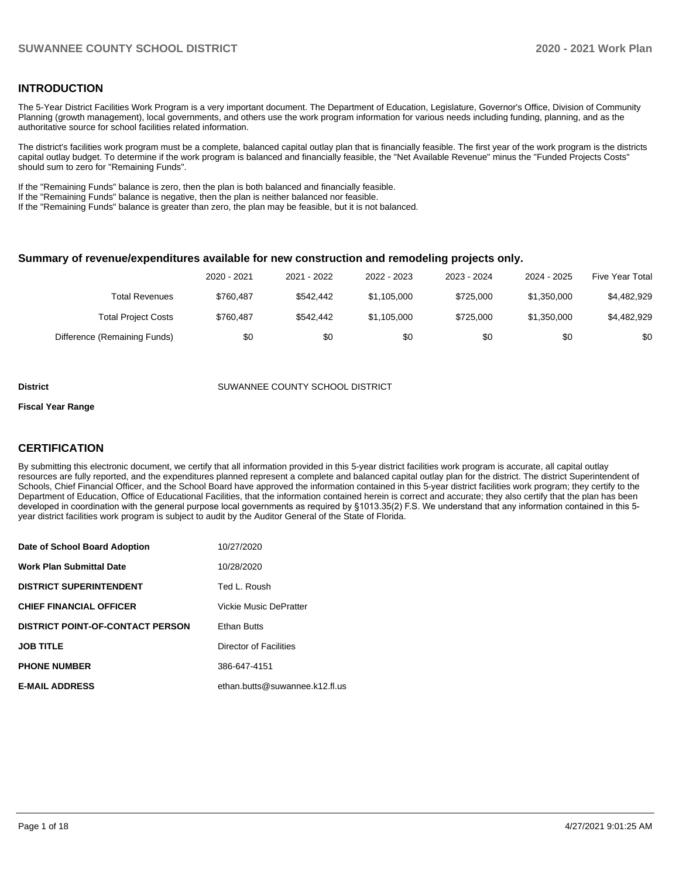## INTRODUCTION

The 5-Year District Facilities Work Program is a very important document. The Department of Education, Legislature, Governor's Office, Division of Community Planning (growth management), local governments, and others use the work program information for various needs including funding, planning, and as the authoritative source for school facilities related information.

The district's facilities work program must be a complete, balanced capital outlay plan that is financially feasible. The first year of the work program is the districts capital outlay budget. To determine if the work program is balanced and financially feasible, the "Net Available Revenue" minus the "Funded Projects Costs" should sum to zero for "Remaining Funds".

If the "Remaining Funds" balance is zero, then the plan is both balanced and financially feasible.
If the "Remaining Funds" balance is negative, then the plan is neither balanced nor feasible.
If the "Remaining Funds" balance is greater than zero, the plan may be feasible, but it is not balanced.

### Summary of revenue/expenditures available for new construction and remodeling projects only.

| | 2020 - 2021 | 2021 - 2022 | 2022 - 2023 | 2023 - 2024 | 2024 - 2025 | Five Year Total |
|---|---|---|---|---|---|---|
| Total Revenues | $760,487 | $542,442 | $1,105,000 | $725,000 | $1,350,000 | $4,482,929 |
| Total Project Costs | $760,487 | $542,442 | $1,105,000 | $725,000 | $1,350,000 | $4,482,929 |
| Difference (Remaining Funds) | $0 | $0 | $0 | $0 | $0 | $0 |

**District** SUWANNEE COUNTY SCHOOL DISTRICT

**Fiscal Year Range**

## CERTIFICATION

By submitting this electronic document, we certify that all information provided in this 5-year district facilities work program is accurate, all capital outlay resources are fully reported, and the expenditures planned represent a complete and balanced capital outlay plan for the district. The district Superintendent of Schools, Chief Financial Officer, and the School Board have approved the information contained in this 5-year district facilities work program; they certify to the Department of Education, Office of Educational Facilities, that the information contained herein is correct and accurate; they also certify that the plan has been developed in coordination with the general purpose local governments as required by §1013.35(2) F.S. We understand that any information contained in this 5-year district facilities work program is subject to audit by the Auditor General of the State of Florida.

| | |
|---|---|
| **Date of School Board Adoption** | 10/27/2020 |
| **Work Plan Submittal Date** | 10/28/2020 |
| **DISTRICT SUPERINTENDENT** | Ted L. Roush |
| **CHIEF FINANCIAL OFFICER** | Vickie Music DePratter |
| **DISTRICT POINT-OF-CONTACT PERSON** | Ethan Butts |
| **JOB TITLE** | Director of Facilities |
| **PHONE NUMBER** | 386-647-4151 |
| **E-MAIL ADDRESS** | ethan.butts@suwannee.k12.fl.us |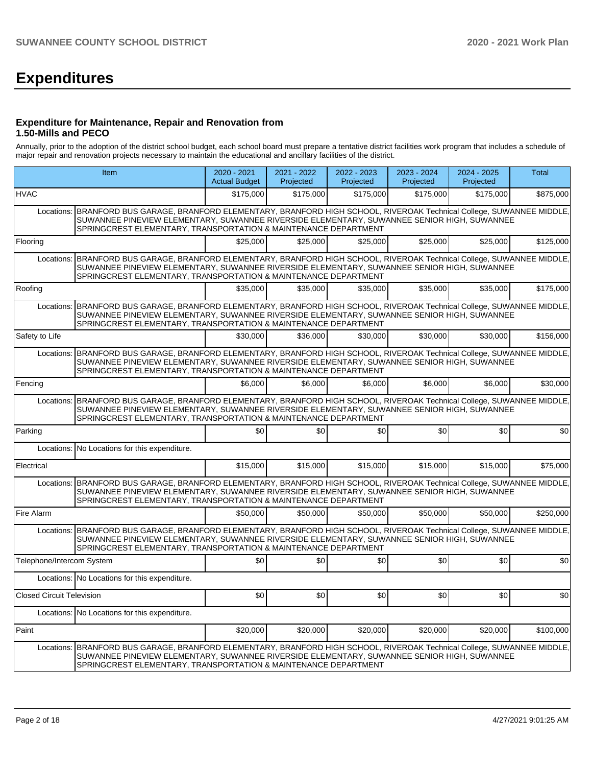# Expenditures

### Expenditure for Maintenance, Repair and Renovation from 1.50-Mills and PECO

Annually, prior to the adoption of the district school budget, each school board must prepare a tentative district facilities work program that includes a schedule of major repair and renovation projects necessary to maintain the educational and ancillary facilities of the district.

| Item | | 2020 - 2021 Actual Budget | 2021 - 2022 Projected | 2022 - 2023 Projected | 2023 - 2024 Projected | 2024 - 2025 Projected | Total |
|---|---|---|---|---|---|---|---|
| HVAC | | $175,000 | $175,000 | $175,000 | $175,000 | $175,000 | $875,000 |
| Locations: | BRANFORD BUS GARAGE, BRANFORD ELEMENTARY, BRANFORD HIGH SCHOOL, RIVEROAK Technical College, SUWANNEE MIDDLE, SUWANNEE PINEVIEW ELEMENTARY, SUWANNEE RIVERSIDE ELEMENTARY, SUWANNEE SENIOR HIGH, SUWANNEE SPRINGCREST ELEMENTARY, TRANSPORTATION & MAINTENANCE DEPARTMENT | | | | | | |
| Flooring | | $25,000 | $25,000 | $25,000 | $25,000 | $25,000 | $125,000 |
| Locations: | BRANFORD BUS GARAGE, BRANFORD ELEMENTARY, BRANFORD HIGH SCHOOL, RIVEROAK Technical College, SUWANNEE MIDDLE, SUWANNEE PINEVIEW ELEMENTARY, SUWANNEE RIVERSIDE ELEMENTARY, SUWANNEE SENIOR HIGH, SUWANNEE SPRINGCREST ELEMENTARY, TRANSPORTATION & MAINTENANCE DEPARTMENT | | | | | | |
| Roofing | | $35,000 | $35,000 | $35,000 | $35,000 | $35,000 | $175,000 |
| Locations: | BRANFORD BUS GARAGE, BRANFORD ELEMENTARY, BRANFORD HIGH SCHOOL, RIVEROAK Technical College, SUWANNEE MIDDLE, SUWANNEE PINEVIEW ELEMENTARY, SUWANNEE RIVERSIDE ELEMENTARY, SUWANNEE SENIOR HIGH, SUWANNEE SPRINGCREST ELEMENTARY, TRANSPORTATION & MAINTENANCE DEPARTMENT | | | | | | |
| Safety to Life | | $30,000 | $36,000 | $30,000 | $30,000 | $30,000 | $156,000 |
| Locations: | BRANFORD BUS GARAGE, BRANFORD ELEMENTARY, BRANFORD HIGH SCHOOL, RIVEROAK Technical College, SUWANNEE MIDDLE, SUWANNEE PINEVIEW ELEMENTARY, SUWANNEE RIVERSIDE ELEMENTARY, SUWANNEE SENIOR HIGH, SUWANNEE SPRINGCREST ELEMENTARY, TRANSPORTATION & MAINTENANCE DEPARTMENT | | | | | | |
| Fencing | | $6,000 | $6,000 | $6,000 | $6,000 | $6,000 | $30,000 |
| Locations: | BRANFORD BUS GARAGE, BRANFORD ELEMENTARY, BRANFORD HIGH SCHOOL, RIVEROAK Technical College, SUWANNEE MIDDLE, SUWANNEE PINEVIEW ELEMENTARY, SUWANNEE RIVERSIDE ELEMENTARY, SUWANNEE SENIOR HIGH, SUWANNEE SPRINGCREST ELEMENTARY, TRANSPORTATION & MAINTENANCE DEPARTMENT | | | | | | |
| Parking | | $0 | $0 | $0 | $0 | $0 | $0 |
| Locations: | No Locations for this expenditure. | | | | | | |
| Electrical | | $15,000 | $15,000 | $15,000 | $15,000 | $15,000 | $75,000 |
| Locations: | BRANFORD BUS GARAGE, BRANFORD ELEMENTARY, BRANFORD HIGH SCHOOL, RIVEROAK Technical College, SUWANNEE MIDDLE, SUWANNEE PINEVIEW ELEMENTARY, SUWANNEE RIVERSIDE ELEMENTARY, SUWANNEE SENIOR HIGH, SUWANNEE SPRINGCREST ELEMENTARY, TRANSPORTATION & MAINTENANCE DEPARTMENT | | | | | | |
| Fire Alarm | | $50,000 | $50,000 | $50,000 | $50,000 | $50,000 | $250,000 |
| Locations: | BRANFORD BUS GARAGE, BRANFORD ELEMENTARY, BRANFORD HIGH SCHOOL, RIVEROAK Technical College, SUWANNEE MIDDLE, SUWANNEE PINEVIEW ELEMENTARY, SUWANNEE RIVERSIDE ELEMENTARY, SUWANNEE SENIOR HIGH, SUWANNEE SPRINGCREST ELEMENTARY, TRANSPORTATION & MAINTENANCE DEPARTMENT | | | | | | |
| Telephone/Intercom System | | $0 | $0 | $0 | $0 | $0 | $0 |
| Locations: | No Locations for this expenditure. | | | | | | |
| Closed Circuit Television | | $0 | $0 | $0 | $0 | $0 | $0 |
| Locations: | No Locations for this expenditure. | | | | | | |
| Paint | | $20,000 | $20,000 | $20,000 | $20,000 | $20,000 | $100,000 |
| Locations: | BRANFORD BUS GARAGE, BRANFORD ELEMENTARY, BRANFORD HIGH SCHOOL, RIVEROAK Technical College, SUWANNEE MIDDLE, SUWANNEE PINEVIEW ELEMENTARY, SUWANNEE RIVERSIDE ELEMENTARY, SUWANNEE SENIOR HIGH, SUWANNEE SPRINGCREST ELEMENTARY, TRANSPORTATION & MAINTENANCE DEPARTMENT | | | | | | |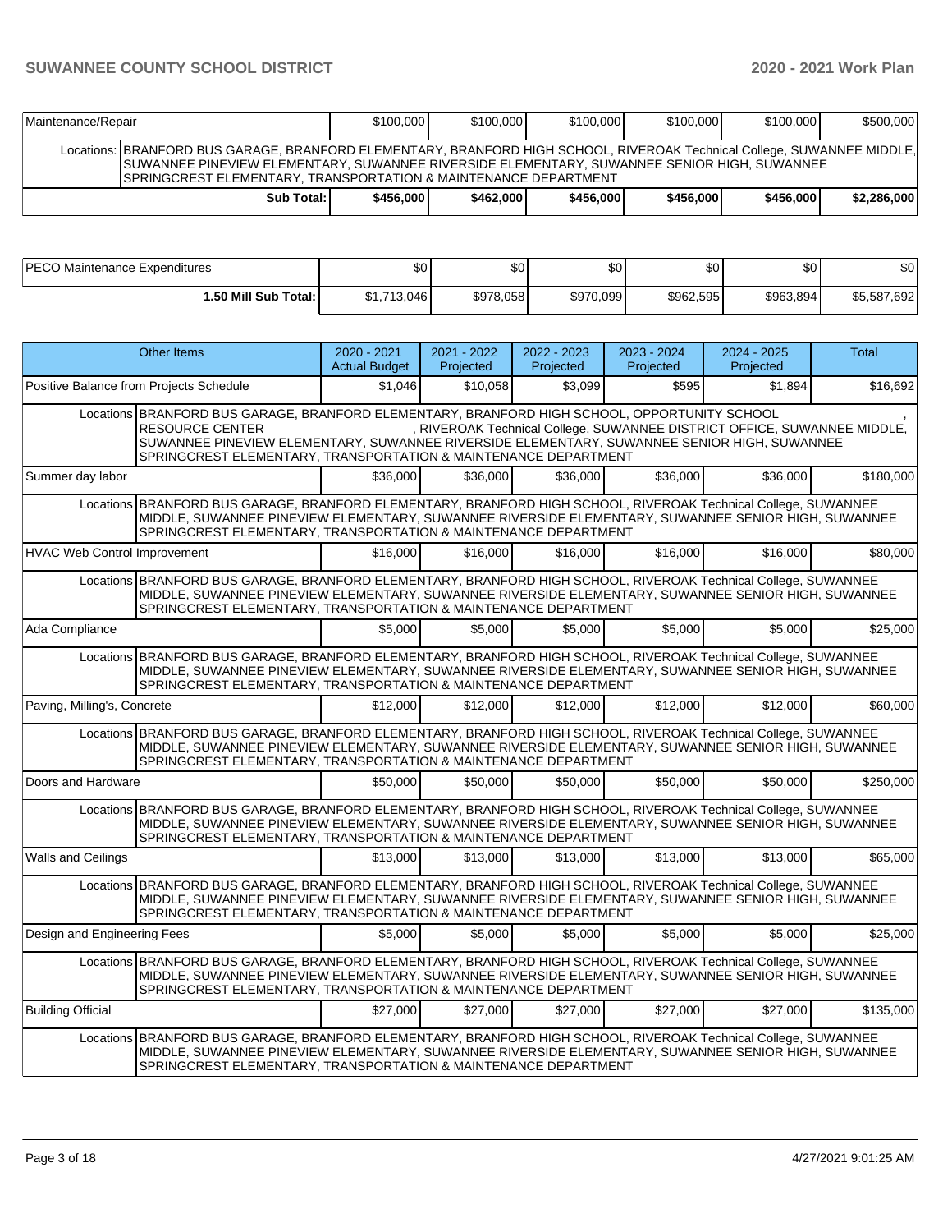| Maintenance/Repair | $100,000 | $100,000 | $100,000 | $100,000 | $100,000 | $500,000 |
|---|---|---|---|---|---|---|
| Locations: BRANFORD BUS GARAGE, BRANFORD ELEMENTARY, BRANFORD HIGH SCHOOL, RIVEROAK Technical College, SUWANNEE MIDDLE, SUWANNEE PINEVIEW ELEMENTARY, SUWANNEE RIVERSIDE ELEMENTARY, SUWANNEE SENIOR HIGH, SUWANNEE SPRINGCREST ELEMENTARY, TRANSPORTATION & MAINTENANCE DEPARTMENT | | | | | | |
| **Sub Total:** | **$456,000** | **$462,000** | **$456,000** | **$456,000** | **$456,000** | **$2,286,000** |

| PECO Maintenance Expenditures | $0 | $0 | $0 | $0 | $0 | $0 |
|---|---|---|---|---|---|---|
| **1.50 Mill Sub Total:** | $1,713,046 | $978,058 | $970,099 | $962,595 | $963,894 | $5,587,692 |

| Other Items | 2020 - 2021 Actual Budget | 2021 - 2022 Projected | 2022 - 2023 Projected | 2023 - 2024 Projected | 2024 - 2025 Projected | Total |
|---|---|---|---|---|---|---|
| Positive Balance from Projects Schedule | $1,046 | $10,058 | $3,099 | $595 | $1,894 | $16,692 |
| Locations BRANFORD BUS GARAGE, BRANFORD ELEMENTARY, BRANFORD HIGH SCHOOL, OPPORTUNITY SCHOOL RESOURCE CENTER, RIVEROAK Technical College, SUWANNEE DISTRICT OFFICE, SUWANNEE MIDDLE, SUWANNEE PINEVIEW ELEMENTARY, SUWANNEE RIVERSIDE ELEMENTARY, SUWANNEE SENIOR HIGH, SUWANNEE SPRINGCREST ELEMENTARY, TRANSPORTATION & MAINTENANCE DEPARTMENT | | | | | | |
| Summer day labor | $36,000 | $36,000 | $36,000 | $36,000 | $36,000 | $180,000 |
| Locations BRANFORD BUS GARAGE, BRANFORD ELEMENTARY, BRANFORD HIGH SCHOOL, RIVEROAK Technical College, SUWANNEE MIDDLE, SUWANNEE PINEVIEW ELEMENTARY, SUWANNEE RIVERSIDE ELEMENTARY, SUWANNEE SENIOR HIGH, SUWANNEE SPRINGCREST ELEMENTARY, TRANSPORTATION & MAINTENANCE DEPARTMENT | | | | | | |
| HVAC Web Control Improvement | $16,000 | $16,000 | $16,000 | $16,000 | $16,000 | $80,000 |
| Locations BRANFORD BUS GARAGE, BRANFORD ELEMENTARY, BRANFORD HIGH SCHOOL, RIVEROAK Technical College, SUWANNEE MIDDLE, SUWANNEE PINEVIEW ELEMENTARY, SUWANNEE RIVERSIDE ELEMENTARY, SUWANNEE SENIOR HIGH, SUWANNEE SPRINGCREST ELEMENTARY, TRANSPORTATION & MAINTENANCE DEPARTMENT | | | | | | |
| Ada Compliance | $5,000 | $5,000 | $5,000 | $5,000 | $5,000 | $25,000 |
| Locations BRANFORD BUS GARAGE, BRANFORD ELEMENTARY, BRANFORD HIGH SCHOOL, RIVEROAK Technical College, SUWANNEE MIDDLE, SUWANNEE PINEVIEW ELEMENTARY, SUWANNEE RIVERSIDE ELEMENTARY, SUWANNEE SENIOR HIGH, SUWANNEE SPRINGCREST ELEMENTARY, TRANSPORTATION & MAINTENANCE DEPARTMENT | | | | | | |
| Paving, Milling's, Concrete | $12,000 | $12,000 | $12,000 | $12,000 | $12,000 | $60,000 |
| Locations BRANFORD BUS GARAGE, BRANFORD ELEMENTARY, BRANFORD HIGH SCHOOL, RIVEROAK Technical College, SUWANNEE MIDDLE, SUWANNEE PINEVIEW ELEMENTARY, SUWANNEE RIVERSIDE ELEMENTARY, SUWANNEE SENIOR HIGH, SUWANNEE SPRINGCREST ELEMENTARY, TRANSPORTATION & MAINTENANCE DEPARTMENT | | | | | | |
| Doors and Hardware | $50,000 | $50,000 | $50,000 | $50,000 | $50,000 | $250,000 |
| Locations BRANFORD BUS GARAGE, BRANFORD ELEMENTARY, BRANFORD HIGH SCHOOL, RIVEROAK Technical College, SUWANNEE MIDDLE, SUWANNEE PINEVIEW ELEMENTARY, SUWANNEE RIVERSIDE ELEMENTARY, SUWANNEE SENIOR HIGH, SUWANNEE SPRINGCREST ELEMENTARY, TRANSPORTATION & MAINTENANCE DEPARTMENT | | | | | | |
| Walls and Ceilings | $13,000 | $13,000 | $13,000 | $13,000 | $13,000 | $65,000 |
| Locations BRANFORD BUS GARAGE, BRANFORD ELEMENTARY, BRANFORD HIGH SCHOOL, RIVEROAK Technical College, SUWANNEE MIDDLE, SUWANNEE PINEVIEW ELEMENTARY, SUWANNEE RIVERSIDE ELEMENTARY, SUWANNEE SENIOR HIGH, SUWANNEE SPRINGCREST ELEMENTARY, TRANSPORTATION & MAINTENANCE DEPARTMENT | | | | | | |
| Design and Engineering Fees | $5,000 | $5,000 | $5,000 | $5,000 | $5,000 | $25,000 |
| Locations BRANFORD BUS GARAGE, BRANFORD ELEMENTARY, BRANFORD HIGH SCHOOL, RIVEROAK Technical College, SUWANNEE MIDDLE, SUWANNEE PINEVIEW ELEMENTARY, SUWANNEE RIVERSIDE ELEMENTARY, SUWANNEE SENIOR HIGH, SUWANNEE SPRINGCREST ELEMENTARY, TRANSPORTATION & MAINTENANCE DEPARTMENT | | | | | | |
| Building Official | $27,000 | $27,000 | $27,000 | $27,000 | $27,000 | $135,000 |
| Locations BRANFORD BUS GARAGE, BRANFORD ELEMENTARY, BRANFORD HIGH SCHOOL, RIVEROAK Technical College, SUWANNEE MIDDLE, SUWANNEE PINEVIEW ELEMENTARY, SUWANNEE RIVERSIDE ELEMENTARY, SUWANNEE SENIOR HIGH, SUWANNEE SPRINGCREST ELEMENTARY, TRANSPORTATION & MAINTENANCE DEPARTMENT | | | | | | |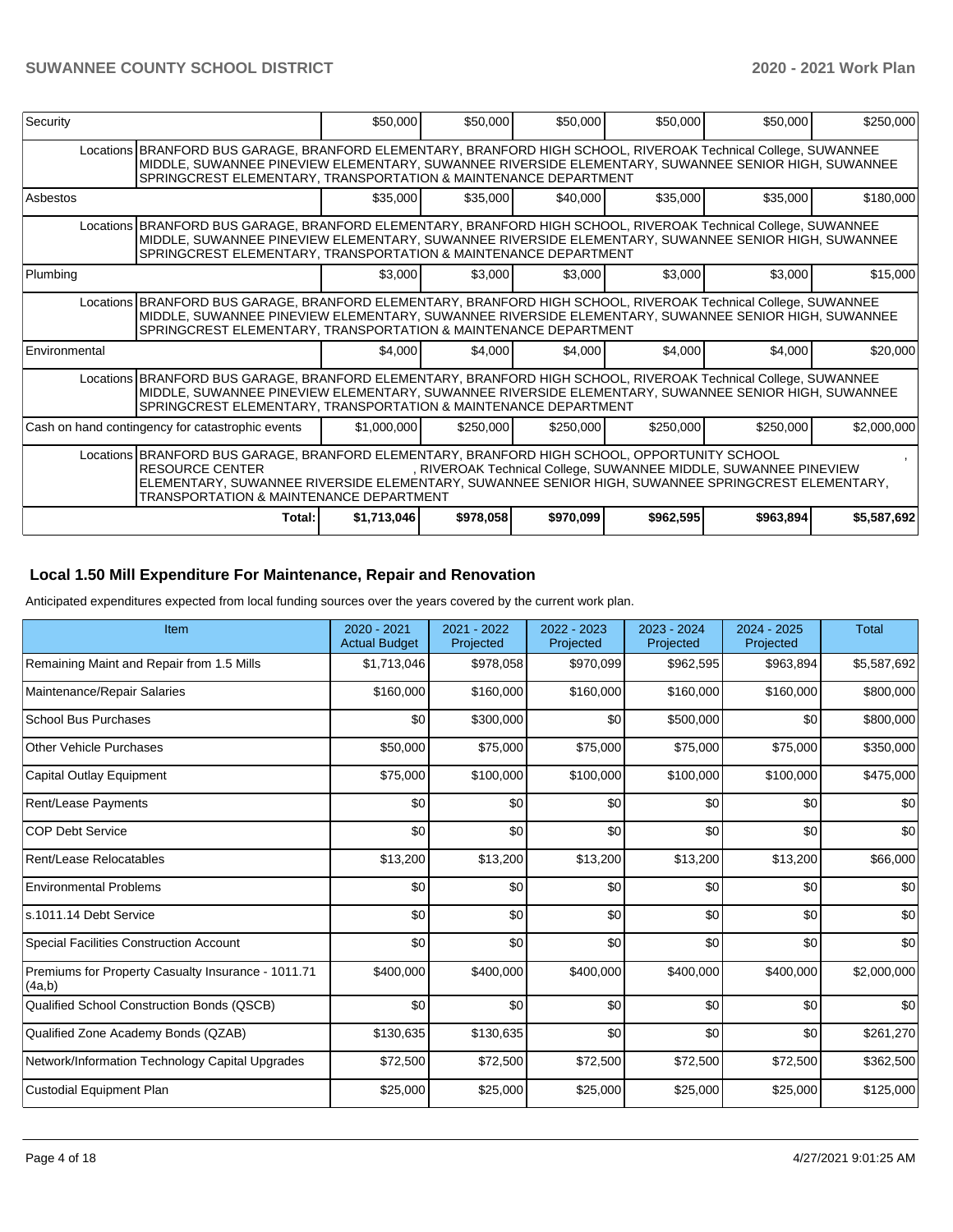| Security | | $50,000 | $50,000 | $50,000 | $50,000 | $50,000 | $250,000 |
|---|---|---|---|---|---|---|---|
| | Locations | BRANFORD BUS GARAGE, BRANFORD ELEMENTARY, BRANFORD HIGH SCHOOL, RIVEROAK Technical College, SUWANNEE MIDDLE, SUWANNEE PINEVIEW ELEMENTARY, SUWANNEE RIVERSIDE ELEMENTARY, SUWANNEE SENIOR HIGH, SUWANNEE SPRINGCREST ELEMENTARY, TRANSPORTATION & MAINTENANCE DEPARTMENT | | | | | |
| Asbestos | | $35,000 | $35,000 | $40,000 | $35,000 | $35,000 | $180,000 |
| | Locations | BRANFORD BUS GARAGE, BRANFORD ELEMENTARY, BRANFORD HIGH SCHOOL, RIVEROAK Technical College, SUWANNEE MIDDLE, SUWANNEE PINEVIEW ELEMENTARY, SUWANNEE RIVERSIDE ELEMENTARY, SUWANNEE SENIOR HIGH, SUWANNEE SPRINGCREST ELEMENTARY, TRANSPORTATION & MAINTENANCE DEPARTMENT | | | | | |
| Plumbing | | $3,000 | $3,000 | $3,000 | $3,000 | $3,000 | $15,000 |
| | Locations | BRANFORD BUS GARAGE, BRANFORD ELEMENTARY, BRANFORD HIGH SCHOOL, RIVEROAK Technical College, SUWANNEE MIDDLE, SUWANNEE PINEVIEW ELEMENTARY, SUWANNEE RIVERSIDE ELEMENTARY, SUWANNEE SENIOR HIGH, SUWANNEE SPRINGCREST ELEMENTARY, TRANSPORTATION & MAINTENANCE DEPARTMENT | | | | | |
| Environmental | | $4,000 | $4,000 | $4,000 | $4,000 | $4,000 | $20,000 |
| | Locations | BRANFORD BUS GARAGE, BRANFORD ELEMENTARY, BRANFORD HIGH SCHOOL, RIVEROAK Technical College, SUWANNEE MIDDLE, SUWANNEE PINEVIEW ELEMENTARY, SUWANNEE RIVERSIDE ELEMENTARY, SUWANNEE SENIOR HIGH, SUWANNEE SPRINGCREST ELEMENTARY, TRANSPORTATION & MAINTENANCE DEPARTMENT | | | | | |
| Cash on hand contingency for catastrophic events | | $1,000,000 | $250,000 | $250,000 | $250,000 | $250,000 | $2,000,000 |
| | Locations | BRANFORD BUS GARAGE, BRANFORD ELEMENTARY, BRANFORD HIGH SCHOOL, OPPORTUNITY SCHOOL RESOURCE CENTER, RIVEROAK Technical College, SUWANNEE MIDDLE, SUWANNEE PINEVIEW ELEMENTARY, SUWANNEE RIVERSIDE ELEMENTARY, SUWANNEE SENIOR HIGH, SUWANNEE SPRINGCREST ELEMENTARY, TRANSPORTATION & MAINTENANCE DEPARTMENT | | | | | |
| | Total: | $1,713,046 | $978,058 | $970,099 | $962,595 | $963,894 | $5,587,692 |

## Local 1.50 Mill Expenditure For Maintenance, Repair and Renovation

Anticipated expenditures expected from local funding sources over the years covered by the current work plan.

| Item | 2020 - 2021 Actual Budget | 2021 - 2022 Projected | 2022 - 2023 Projected | 2023 - 2024 Projected | 2024 - 2025 Projected | Total |
|---|---|---|---|---|---|---|
| Remaining Maint and Repair from 1.5 Mills | $1,713,046 | $978,058 | $970,099 | $962,595 | $963,894 | $5,587,692 |
| Maintenance/Repair Salaries | $160,000 | $160,000 | $160,000 | $160,000 | $160,000 | $800,000 |
| School Bus Purchases | $0 | $300,000 | $0 | $500,000 | $0 | $800,000 |
| Other Vehicle Purchases | $50,000 | $75,000 | $75,000 | $75,000 | $75,000 | $350,000 |
| Capital Outlay Equipment | $75,000 | $100,000 | $100,000 | $100,000 | $100,000 | $475,000 |
| Rent/Lease Payments | $0 | $0 | $0 | $0 | $0 | $0 |
| COP Debt Service | $0 | $0 | $0 | $0 | $0 | $0 |
| Rent/Lease Relocatables | $13,200 | $13,200 | $13,200 | $13,200 | $13,200 | $66,000 |
| Environmental Problems | $0 | $0 | $0 | $0 | $0 | $0 |
| s.1011.14 Debt Service | $0 | $0 | $0 | $0 | $0 | $0 |
| Special Facilities Construction Account | $0 | $0 | $0 | $0 | $0 | $0 |
| Premiums for Property Casualty Insurance - 1011.71 (4a,b) | $400,000 | $400,000 | $400,000 | $400,000 | $400,000 | $2,000,000 |
| Qualified School Construction Bonds (QSCB) | $0 | $0 | $0 | $0 | $0 | $0 |
| Qualified Zone Academy Bonds (QZAB) | $130,635 | $130,635 | $0 | $0 | $0 | $261,270 |
| Network/Information Technology Capital Upgrades | $72,500 | $72,500 | $72,500 | $72,500 | $72,500 | $362,500 |
| Custodial Equipment Plan | $25,000 | $25,000 | $25,000 | $25,000 | $25,000 | $125,000 |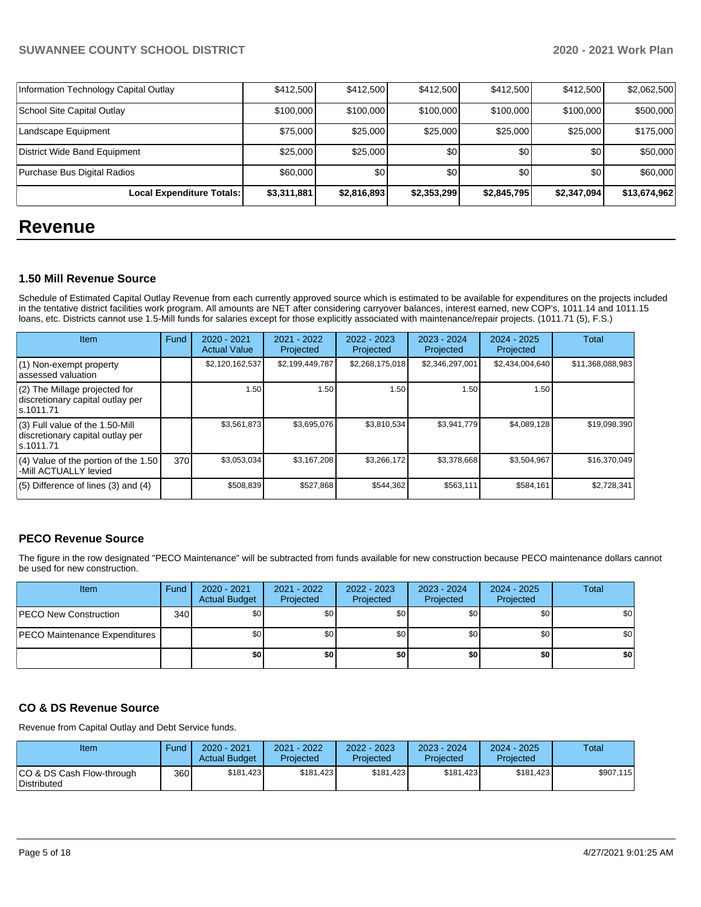| Information Technology Capital Outlay | $412,500 | $412,500 | $412,500 | $412,500 | $412,500 | $2,062,500 |
|---|---|---|---|---|---|---|
| School Site Capital Outlay | $100,000 | $100,000 | $100,000 | $100,000 | $100,000 | $500,000 |
| Landscape Equipment | $75,000 | $25,000 | $25,000 | $25,000 | $25,000 | $175,000 |
| District Wide Band Equipment | $25,000 | $25,000 | $0 | $0 | $0 | $50,000 |
| Purchase Bus Digital Radios | $60,000 | $0 | $0 | $0 | $0 | $60,000 |
| **Local Expenditure Totals:** | **$3,311,881** | **$2,816,893** | **$2,353,299** | **$2,845,795** | **$2,347,094** | **$13,674,962** |

# Revenue

### 1.50 Mill Revenue Source

Schedule of Estimated Capital Outlay Revenue from each currently approved source which is estimated to be available for expenditures on the projects included in the tentative district facilities work program. All amounts are NET after considering carryover balances, interest earned, new COP's, 1011.14 and 1011.15 loans, etc. Districts cannot use 1.5-Mill funds for salaries except for those explicitly associated with maintenance/repair projects. (1011.71 (5), F.S.)

| Item | Fund | 2020 - 2021 Actual Value | 2021 - 2022 Projected | 2022 - 2023 Projected | 2023 - 2024 Projected | 2024 - 2025 Projected | Total |
|---|---|---|---|---|---|---|---|
| (1) Non-exempt property assessed valuation | | $2,120,162,537 | $2,199,449,787 | $2,268,175,018 | $2,346,297,001 | $2,434,004,640 | $11,368,088,983 |
| (2) The Millage projected for discretionary capital outlay per s.1011.71 | | 1.50 | 1.50 | 1.50 | 1.50 | 1.50 | |
| (3) Full value of the 1.50-Mill discretionary capital outlay per s.1011.71 | | $3,561,873 | $3,695,076 | $3,810,534 | $3,941,779 | $4,089,128 | $19,098,390 |
| (4) Value of the portion of the 1.50 -Mill ACTUALLY levied | 370 | $3,053,034 | $3,167,208 | $3,266,172 | $3,378,668 | $3,504,967 | $16,370,049 |
| (5) Difference of lines (3) and (4) | | $508,839 | $527,868 | $544,362 | $563,111 | $584,161 | $2,728,341 |

### PECO Revenue Source

The figure in the row designated "PECO Maintenance" will be subtracted from funds available for new construction because PECO maintenance dollars cannot be used for new construction.

| Item | Fund | 2020 - 2021 Actual Budget | 2021 - 2022 Projected | 2022 - 2023 Projected | 2023 - 2024 Projected | 2024 - 2025 Projected | Total |
|---|---|---|---|---|---|---|---|
| PECO New Construction | 340 | $0 | $0 | $0 | $0 | $0 | $0 |
| PECO Maintenance Expenditures | | $0 | $0 | $0 | $0 | $0 | $0 |
| | | **$0** | **$0** | **$0** | **$0** | **$0** | **$0** |

### CO & DS Revenue Source

Revenue from Capital Outlay and Debt Service funds.

| Item | Fund | 2020 - 2021 Actual Budget | 2021 - 2022 Projected | 2022 - 2023 Projected | 2023 - 2024 Projected | 2024 - 2025 Projected | Total |
|---|---|---|---|---|---|---|---|
| CO & DS Cash Flow-through Distributed | 360 | $181,423 | $181,423 | $181,423 | $181,423 | $181,423 | $907,115 |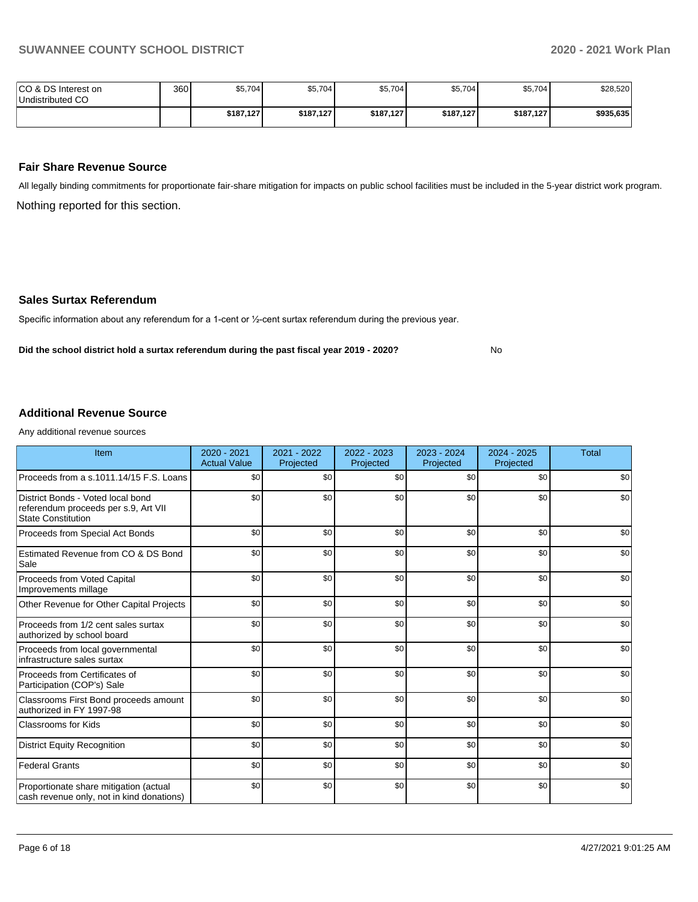| CO & DS Interest on Undistributed CO | 360 | $5,704 | $5,704 | $5,704 | $5,704 | $5,704 | $28,520 |
| --- | --- | --- | --- | --- | --- | --- | --- |
| | | **$187,127** | **$187,127** | **$187,127** | **$187,127** | **$187,127** | **$935,635** |

## Fair Share Revenue Source

All legally binding commitments for proportionate fair-share mitigation for impacts on public school facilities must be included in the 5-year district work program.

Nothing reported for this section.

## Sales Surtax Referendum

Specific information about any referendum for a 1-cent or ½-cent surtax referendum during the previous year.

**Did the school district hold a surtax referendum during the past fiscal year 2019 - 2020?** No

## Additional Revenue Source

Any additional revenue sources

| Item | 2020 - 2021 Actual Value | 2021 - 2022 Projected | 2022 - 2023 Projected | 2023 - 2024 Projected | 2024 - 2025 Projected | Total |
| --- | --- | --- | --- | --- | --- | --- |
| Proceeds from a s.1011.14/15 F.S. Loans | $0 | $0 | $0 | $0 | $0 | $0 |
| District Bonds - Voted local bond referendum proceeds per s.9, Art VII State Constitution | $0 | $0 | $0 | $0 | $0 | $0 |
| Proceeds from Special Act Bonds | $0 | $0 | $0 | $0 | $0 | $0 |
| Estimated Revenue from CO & DS Bond Sale | $0 | $0 | $0 | $0 | $0 | $0 |
| Proceeds from Voted Capital Improvements millage | $0 | $0 | $0 | $0 | $0 | $0 |
| Other Revenue for Other Capital Projects | $0 | $0 | $0 | $0 | $0 | $0 |
| Proceeds from 1/2 cent sales surtax authorized by school board | $0 | $0 | $0 | $0 | $0 | $0 |
| Proceeds from local governmental infrastructure sales surtax | $0 | $0 | $0 | $0 | $0 | $0 |
| Proceeds from Certificates of Participation (COP's) Sale | $0 | $0 | $0 | $0 | $0 | $0 |
| Classrooms First Bond proceeds amount authorized in FY 1997-98 | $0 | $0 | $0 | $0 | $0 | $0 |
| Classrooms for Kids | $0 | $0 | $0 | $0 | $0 | $0 |
| District Equity Recognition | $0 | $0 | $0 | $0 | $0 | $0 |
| Federal Grants | $0 | $0 | $0 | $0 | $0 | $0 |
| Proportionate share mitigation (actual cash revenue only, not in kind donations) | $0 | $0 | $0 | $0 | $0 | $0 |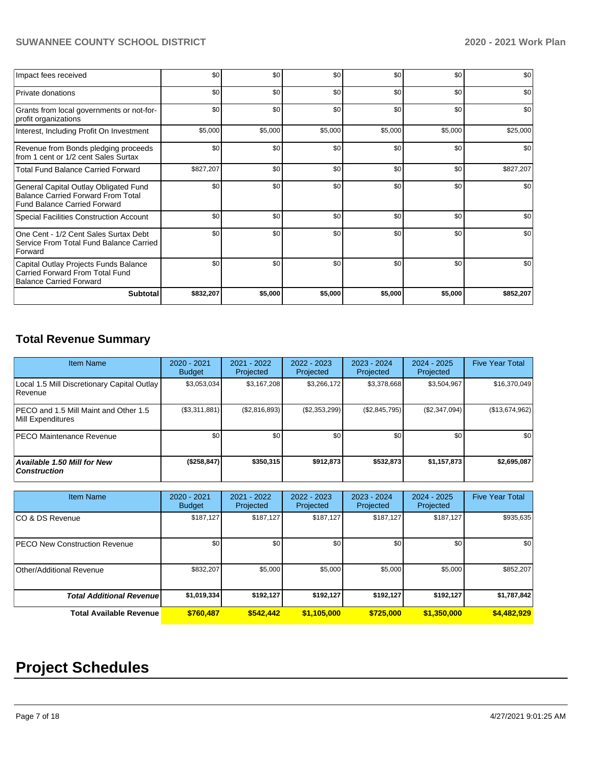| | | | | | | |
|---|---|---|---|---|---|---|
| Impact fees received | $0 | $0 | $0 | $0 | $0 | $0 |
| Private donations | $0 | $0 | $0 | $0 | $0 | $0 |
| Grants from local governments or not-for-profit organizations | $0 | $0 | $0 | $0 | $0 | $0 |
| Interest, Including Profit On Investment | $5,000 | $5,000 | $5,000 | $5,000 | $5,000 | $25,000 |
| Revenue from Bonds pledging proceeds from 1 cent or 1/2 cent Sales Surtax | $0 | $0 | $0 | $0 | $0 | $0 |
| Total Fund Balance Carried Forward | $827,207 | $0 | $0 | $0 | $0 | $827,207 |
| General Capital Outlay Obligated Fund Balance Carried Forward From Total Fund Balance Carried Forward | $0 | $0 | $0 | $0 | $0 | $0 |
| Special Facilities Construction Account | $0 | $0 | $0 | $0 | $0 | $0 |
| One Cent - 1/2 Cent Sales Surtax Debt Service From Total Fund Balance Carried Forward | $0 | $0 | $0 | $0 | $0 | $0 |
| Capital Outlay Projects Funds Balance Carried Forward From Total Fund Balance Carried Forward | $0 | $0 | $0 | $0 | $0 | $0 |
| **Subtotal** | **$832,207** | **$5,000** | **$5,000** | **$5,000** | **$5,000** | **$852,207** |

## Total Revenue Summary

| Item Name | 2020 - 2021 Budget | 2021 - 2022 Projected | 2022 - 2023 Projected | 2023 - 2024 Projected | 2024 - 2025 Projected | Five Year Total |
|---|---|---|---|---|---|---|
| Local 1.5 Mill Discretionary Capital Outlay Revenue | $3,053,034 | $3,167,208 | $3,266,172 | $3,378,668 | $3,504,967 | $16,370,049 |
| PECO and 1.5 Mill Maint and Other 1.5 Mill Expenditures | ($3,311,881) | ($2,816,893) | ($2,353,299) | ($2,845,795) | ($2,347,094) | ($13,674,962) |
| PECO Maintenance Revenue | $0 | $0 | $0 | $0 | $0 | $0 |
| ***Available 1.50 Mill for New Construction*** | **($258,847)** | **$350,315** | **$912,873** | **$532,873** | **$1,157,873** | **$2,695,087** |

| Item Name | 2020 - 2021 Budget | 2021 - 2022 Projected | 2022 - 2023 Projected | 2023 - 2024 Projected | 2024 - 2025 Projected | Five Year Total |
|---|---|---|---|---|---|---|
| CO & DS Revenue | $187,127 | $187,127 | $187,127 | $187,127 | $187,127 | $935,635 |
| PECO New Construction Revenue | $0 | $0 | $0 | $0 | $0 | $0 |
| Other/Additional Revenue | $832,207 | $5,000 | $5,000 | $5,000 | $5,000 | $852,207 |
| ***Total Additional Revenue*** | **$1,019,334** | **$192,127** | **$192,127** | **$192,127** | **$192,127** | **$1,787,842** |
| **Total Available Revenue** | **$760,487** | **$542,442** | **$1,105,000** | **$725,000** | **$1,350,000** | **$4,482,929** |

# Project Schedules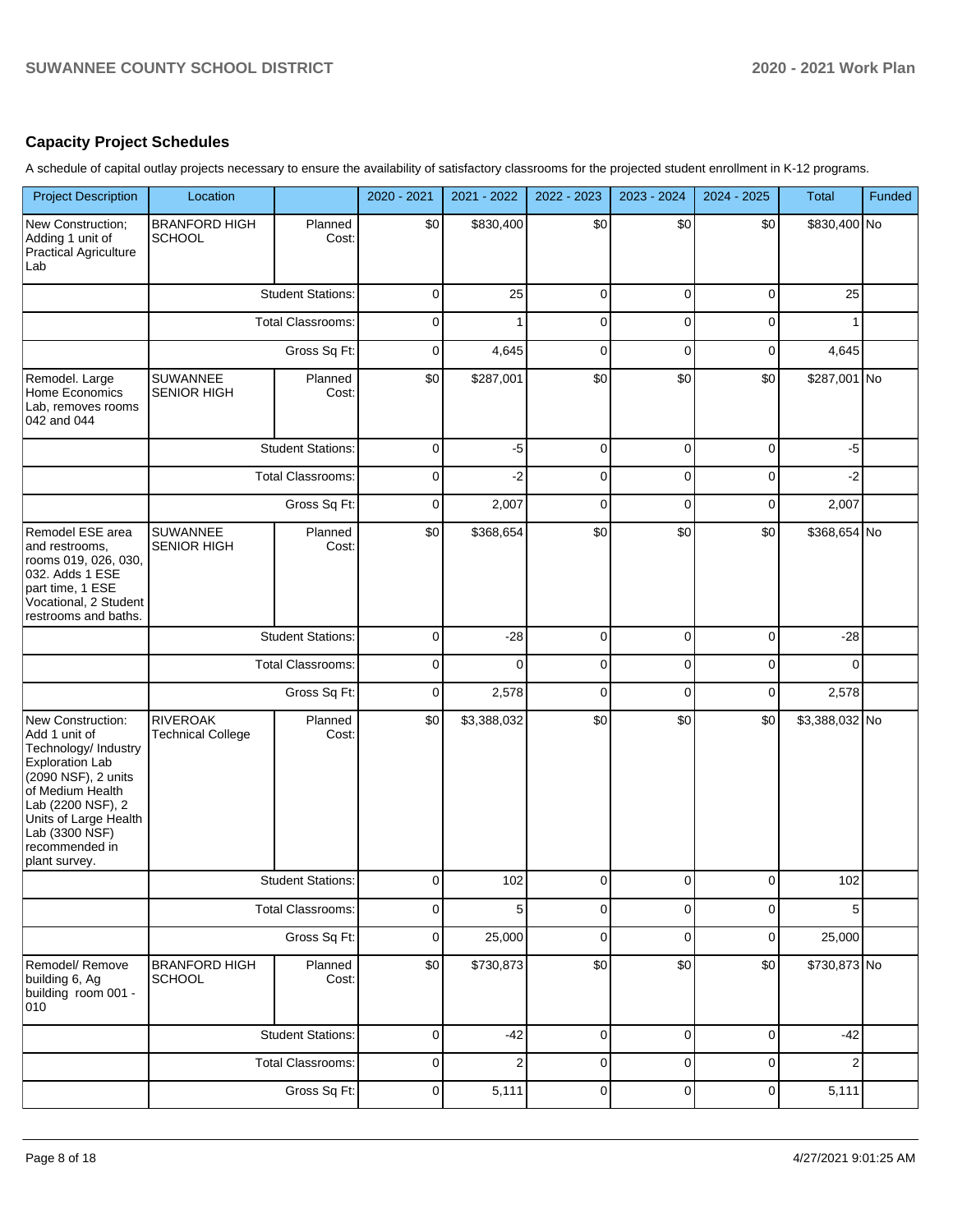## Capacity Project Schedules

A schedule of capital outlay projects necessary to ensure the availability of satisfactory classrooms for the projected student enrollment in K-12 programs.

| Project Description | Location | | 2020 - 2021 | 2021 - 2022 | 2022 - 2023 | 2023 - 2024 | 2024 - 2025 | Total | Funded |
|---|---|---|---|---|---|---|---|---|---|
| New Construction; Adding 1 unit of Practical Agriculture Lab | BRANFORD HIGH SCHOOL | Planned Cost: | $0 | $830,400 | $0 | $0 | $0 | $830,400 | No |
| | | Student Stations: | 0 | 25 | 0 | 0 | 0 | 25 | |
| | | Total Classrooms: | 0 | 1 | 0 | 0 | 0 | 1 | |
| | | Gross Sq Ft: | 0 | 4,645 | 0 | 0 | 0 | 4,645 | |
| Remodel. Large Home Economics Lab, removes rooms 042 and 044 | SUWANNEE SENIOR HIGH | Planned Cost: | $0 | $287,001 | $0 | $0 | $0 | $287,001 | No |
| | | Student Stations: | 0 | -5 | 0 | 0 | 0 | -5 | |
| | | Total Classrooms: | 0 | -2 | 0 | 0 | 0 | -2 | |
| | | Gross Sq Ft: | 0 | 2,007 | 0 | 0 | 0 | 2,007 | |
| Remodel ESE area and restrooms, rooms 019, 026, 030, 032. Adds 1 ESE part time, 1 ESE Vocational, 2 Student restrooms and baths. | SUWANNEE SENIOR HIGH | Planned Cost: | $0 | $368,654 | $0 | $0 | $0 | $368,654 | No |
| | | Student Stations: | 0 | -28 | 0 | 0 | 0 | -28 | |
| | | Total Classrooms: | 0 | 0 | 0 | 0 | 0 | 0 | |
| | | Gross Sq Ft: | 0 | 2,578 | 0 | 0 | 0 | 2,578 | |
| New Construction: Add 1 unit of Technology/ Industry Exploration Lab (2090 NSF), 2 units of Medium Health Lab (2200 NSF), 2 Units of Large Health Lab (3300 NSF) recommended in plant survey. | RIVEROAK Technical College | Planned Cost: | $0 | $3,388,032 | $0 | $0 | $0 | $3,388,032 | No |
| | | Student Stations: | 0 | 102 | 0 | 0 | 0 | 102 | |
| | | Total Classrooms: | 0 | 5 | 0 | 0 | 0 | 5 | |
| | | Gross Sq Ft: | 0 | 25,000 | 0 | 0 | 0 | 25,000 | |
| Remodel/ Remove building 6, Ag building room 001 - 010 | BRANFORD HIGH SCHOOL | Planned Cost: | $0 | $730,873 | $0 | $0 | $0 | $730,873 | No |
| | | Student Stations: | 0 | -42 | 0 | 0 | 0 | -42 | |
| | | Total Classrooms: | 0 | 2 | 0 | 0 | 0 | 2 | |
| | | Gross Sq Ft: | 0 | 5,111 | 0 | 0 | 0 | 5,111 | |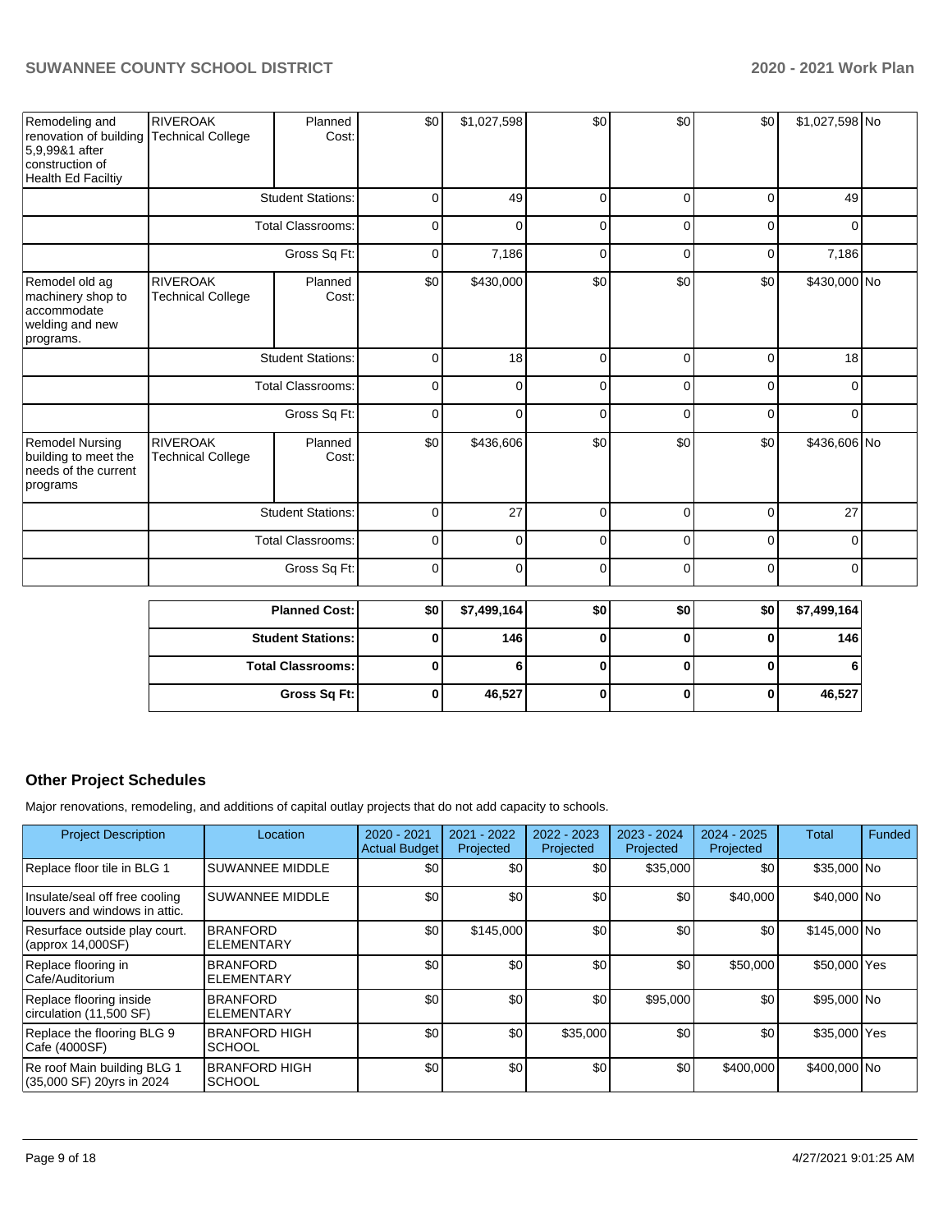| | | | | | | | | | |
|---|---|---|---|---|---|---|---|---|---|
| Remodeling and renovation of building 5,9,99&1 after construction of Health Ed Faciltiy | RIVEROAK Technical College | Planned Cost: | $0 | $1,027,598 | $0 | $0 | $0 | $1,027,598 | No |
| | | Student Stations: | 0 | 49 | 0 | 0 | 0 | 49 | |
| | | Total Classrooms: | 0 | 0 | 0 | 0 | 0 | 0 | |
| | | Gross Sq Ft: | 0 | 7,186 | 0 | 0 | 0 | 7,186 | |
| Remodel old ag machinery shop to accommodate welding and new programs. | RIVEROAK Technical College | Planned Cost: | $0 | $430,000 | $0 | $0 | $0 | $430,000 | No |
| | | Student Stations: | 0 | 18 | 0 | 0 | 0 | 18 | |
| | | Total Classrooms: | 0 | 0 | 0 | 0 | 0 | 0 | |
| | | Gross Sq Ft: | 0 | 0 | 0 | 0 | 0 | 0 | |
| Remodel Nursing building to meet the needs of the current programs | RIVEROAK Technical College | Planned Cost: | $0 | $436,606 | $0 | $0 | $0 | $436,606 | No |
| | | Student Stations: | 0 | 27 | 0 | 0 | 0 | 27 | |
| | | Total Classrooms: | 0 | 0 | 0 | 0 | 0 | 0 | |
| | | Gross Sq Ft: | 0 | 0 | 0 | 0 | 0 | 0 | |

| | | | | | | |
|---|---|---|---|---|---|---|
| **Planned Cost:** | **$0** | **$7,499,164** | **$0** | **$0** | **$0** | **$7,499,164** |
| **Student Stations:** | **0** | **146** | **0** | **0** | **0** | **146** |
| **Total Classrooms:** | **0** | **6** | **0** | **0** | **0** | **6** |
| **Gross Sq Ft:** | **0** | **46,527** | **0** | **0** | **0** | **46,527** |

## Other Project Schedules

Major renovations, remodeling, and additions of capital outlay projects that do not add capacity to schools.

| Project Description | Location | 2020 - 2021 Actual Budget | 2021 - 2022 Projected | 2022 - 2023 Projected | 2023 - 2024 Projected | 2024 - 2025 Projected | Total | Funded |
|---|---|---|---|---|---|---|---|---|
| Replace floor tile in BLG 1 | SUWANNEE MIDDLE | $0 | $0 | $0 | $35,000 | $0 | $35,000 | No |
| Insulate/seal off free cooling louvers and windows in attic. | SUWANNEE MIDDLE | $0 | $0 | $0 | $0 | $40,000 | $40,000 | No |
| Resurface outside play court. (approx 14,000SF) | BRANFORD ELEMENTARY | $0 | $145,000 | $0 | $0 | $0 | $145,000 | No |
| Replace flooring in Cafe/Auditorium | BRANFORD ELEMENTARY | $0 | $0 | $0 | $0 | $50,000 | $50,000 | Yes |
| Replace flooring inside circulation (11,500 SF) | BRANFORD ELEMENTARY | $0 | $0 | $0 | $95,000 | $0 | $95,000 | No |
| Replace the flooring BLG 9 Cafe (4000SF) | BRANFORD HIGH SCHOOL | $0 | $0 | $35,000 | $0 | $0 | $35,000 | Yes |
| Re roof Main building BLG 1 (35,000 SF) 20yrs in 2024 | BRANFORD HIGH SCHOOL | $0 | $0 | $0 | $0 | $400,000 | $400,000 | No |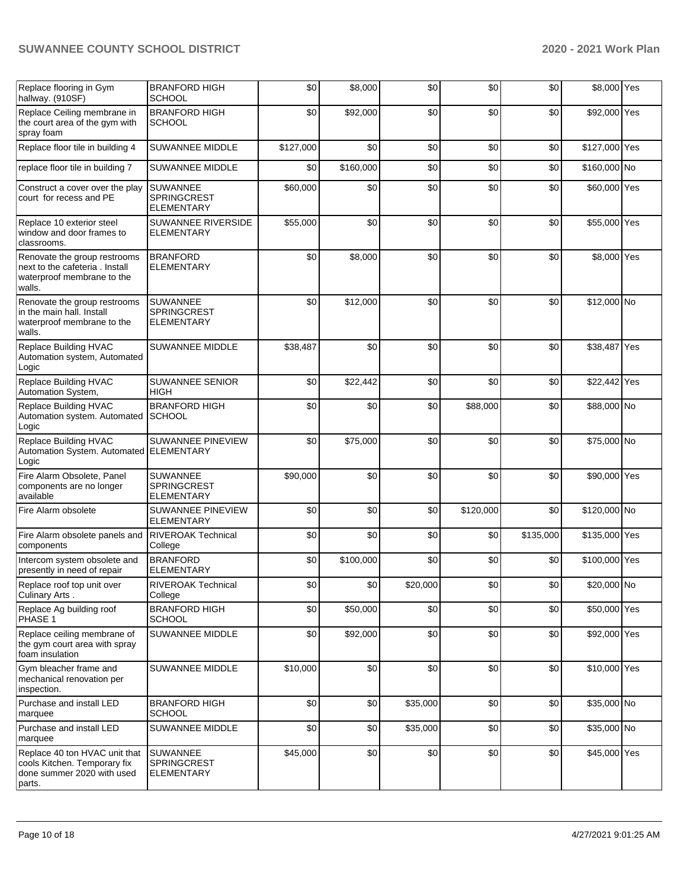| Replace flooring in Gym hallway. (910SF) | BRANFORD HIGH SCHOOL | $0 | $8,000 | $0 | $0 | $0 | $8,000 | Yes |
|---|---|---|---|---|---|---|---|---|
| Replace Ceiling membrane in the court area of the gym with spray foam | BRANFORD HIGH SCHOOL | $0 | $92,000 | $0 | $0 | $0 | $92,000 | Yes |
| Replace floor tile in building 4 | SUWANNEE MIDDLE | $127,000 | $0 | $0 | $0 | $0 | $127,000 | Yes |
| replace floor tile in building 7 | SUWANNEE MIDDLE | $0 | $160,000 | $0 | $0 | $0 | $160,000 | No |
| Construct a cover over the play court for recess and PE | SUWANNEE SPRINGCREST ELEMENTARY | $60,000 | $0 | $0 | $0 | $0 | $60,000 | Yes |
| Replace 10 exterior steel window and door frames to classrooms. | SUWANNEE RIVERSIDE ELEMENTARY | $55,000 | $0 | $0 | $0 | $0 | $55,000 | Yes |
| Renovate the group restrooms next to the cafeteria . Install waterproof membrane to the walls. | BRANFORD ELEMENTARY | $0 | $8,000 | $0 | $0 | $0 | $8,000 | Yes |
| Renovate the group restrooms in the main hall. Install waterproof membrane to the walls. | SUWANNEE SPRINGCREST ELEMENTARY | $0 | $12,000 | $0 | $0 | $0 | $12,000 | No |
| Replace Building HVAC Automation system, Automated Logic | SUWANNEE MIDDLE | $38,487 | $0 | $0 | $0 | $0 | $38,487 | Yes |
| Replace Building HVAC Automation System, | SUWANNEE SENIOR HIGH | $0 | $22,442 | $0 | $0 | $0 | $22,442 | Yes |
| Replace Building HVAC Automation system. Automated Logic | BRANFORD HIGH SCHOOL | $0 | $0 | $0 | $88,000 | $0 | $88,000 | No |
| Replace Building HVAC Automation System. Automated Logic | SUWANNEE PINEVIEW ELEMENTARY | $0 | $75,000 | $0 | $0 | $0 | $75,000 | No |
| Fire Alarm Obsolete, Panel components are no longer available | SUWANNEE SPRINGCREST ELEMENTARY | $90,000 | $0 | $0 | $0 | $0 | $90,000 | Yes |
| Fire Alarm obsolete | SUWANNEE PINEVIEW ELEMENTARY | $0 | $0 | $0 | $120,000 | $0 | $120,000 | No |
| Fire Alarm obsolete panels and components | RIVEROAK Technical College | $0 | $0 | $0 | $0 | $135,000 | $135,000 | Yes |
| Intercom system obsolete and presently in need of repair | BRANFORD ELEMENTARY | $0 | $100,000 | $0 | $0 | $0 | $100,000 | Yes |
| Replace roof top unit over Culinary Arts . | RIVEROAK Technical College | $0 | $0 | $20,000 | $0 | $0 | $20,000 | No |
| Replace Ag building roof PHASE 1 | BRANFORD HIGH SCHOOL | $0 | $50,000 | $0 | $0 | $0 | $50,000 | Yes |
| Replace ceiling membrane of the gym court area with spray foam insulation | SUWANNEE MIDDLE | $0 | $92,000 | $0 | $0 | $0 | $92,000 | Yes |
| Gym bleacher frame and mechanical renovation per inspection. | SUWANNEE MIDDLE | $10,000 | $0 | $0 | $0 | $0 | $10,000 | Yes |
| Purchase and install LED marquee | BRANFORD HIGH SCHOOL | $0 | $0 | $35,000 | $0 | $0 | $35,000 | No |
| Purchase and install LED marquee | SUWANNEE MIDDLE | $0 | $0 | $35,000 | $0 | $0 | $35,000 | No |
| Replace 40 ton HVAC unit that cools Kitchen. Temporary fix done summer 2020 with used parts. | SUWANNEE SPRINGCREST ELEMENTARY | $45,000 | $0 | $0 | $0 | $0 | $45,000 | Yes |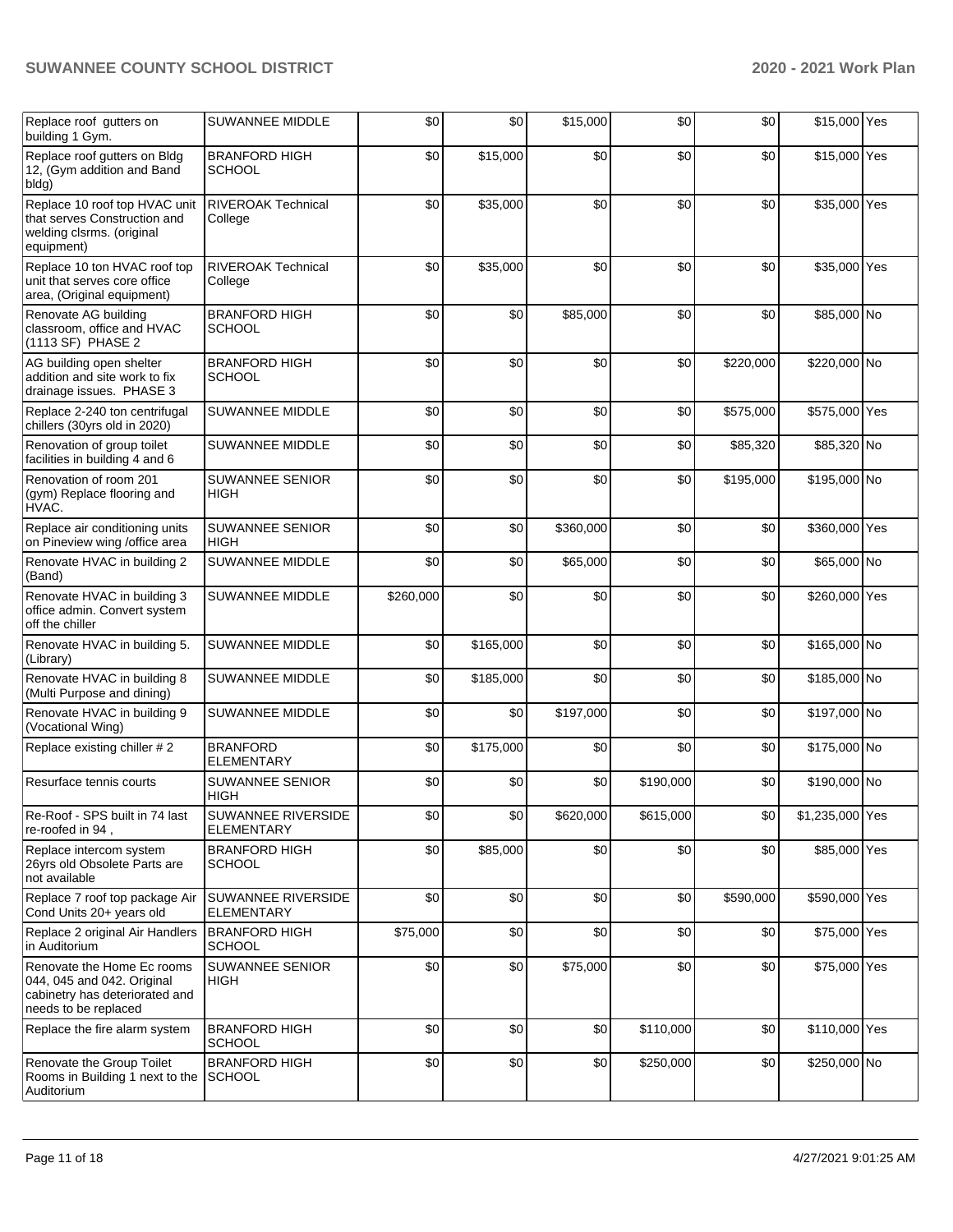| | | | | | | | | |
|---|---|---|---|---|---|---|---|---|
| Replace roof gutters on building 1 Gym. | SUWANNEE MIDDLE | $0 | $0 | $15,000 | $0 | $0 | $15,000 | Yes |
| Replace roof gutters on Bldg 12, (Gym addition and Band bldg) | BRANFORD HIGH SCHOOL | $0 | $15,000 | $0 | $0 | $0 | $15,000 | Yes |
| Replace 10 roof top HVAC unit that serves Construction and welding clsrms. (original equipment) | RIVEROAK Technical College | $0 | $35,000 | $0 | $0 | $0 | $35,000 | Yes |
| Replace 10 ton HVAC roof top unit that serves core office area, (Original equipment) | RIVEROAK Technical College | $0 | $35,000 | $0 | $0 | $0 | $35,000 | Yes |
| Renovate AG building classroom, office and HVAC (1113 SF) PHASE 2 | BRANFORD HIGH SCHOOL | $0 | $0 | $85,000 | $0 | $0 | $85,000 | No |
| AG building open shelter addition and site work to fix drainage issues. PHASE 3 | BRANFORD HIGH SCHOOL | $0 | $0 | $0 | $0 | $220,000 | $220,000 | No |
| Replace 2-240 ton centrifugal chillers (30yrs old in 2020) | SUWANNEE MIDDLE | $0 | $0 | $0 | $0 | $575,000 | $575,000 | Yes |
| Renovation of group toilet facilities in building 4 and 6 | SUWANNEE MIDDLE | $0 | $0 | $0 | $0 | $85,320 | $85,320 | No |
| Renovation of room 201 (gym) Replace flooring and HVAC. | SUWANNEE SENIOR HIGH | $0 | $0 | $0 | $0 | $195,000 | $195,000 | No |
| Replace air conditioning units on Pineview wing /office area | SUWANNEE SENIOR HIGH | $0 | $0 | $360,000 | $0 | $0 | $360,000 | Yes |
| Renovate HVAC in building 2 (Band) | SUWANNEE MIDDLE | $0 | $0 | $65,000 | $0 | $0 | $65,000 | No |
| Renovate HVAC in building 3 office admin. Convert system off the chiller | SUWANNEE MIDDLE | $260,000 | $0 | $0 | $0 | $0 | $260,000 | Yes |
| Renovate HVAC in building 5. (Library) | SUWANNEE MIDDLE | $0 | $165,000 | $0 | $0 | $0 | $165,000 | No |
| Renovate HVAC in building 8 (Multi Purpose and dining) | SUWANNEE MIDDLE | $0 | $185,000 | $0 | $0 | $0 | $185,000 | No |
| Renovate HVAC in building 9 (Vocational Wing) | SUWANNEE MIDDLE | $0 | $0 | $197,000 | $0 | $0 | $197,000 | No |
| Replace existing chiller # 2 | BRANFORD ELEMENTARY | $0 | $175,000 | $0 | $0 | $0 | $175,000 | No |
| Resurface tennis courts | SUWANNEE SENIOR HIGH | $0 | $0 | $0 | $190,000 | $0 | $190,000 | No |
| Re-Roof - SPS built in 74 last re-roofed in 94 , | SUWANNEE RIVERSIDE ELEMENTARY | $0 | $0 | $620,000 | $615,000 | $0 | $1,235,000 | Yes |
| Replace intercom system 26yrs old Obsolete Parts are not available | BRANFORD HIGH SCHOOL | $0 | $85,000 | $0 | $0 | $0 | $85,000 | Yes |
| Replace 7 roof top package Air Cond Units 20+ years old | SUWANNEE RIVERSIDE ELEMENTARY | $0 | $0 | $0 | $0 | $590,000 | $590,000 | Yes |
| Replace 2 original Air Handlers in Auditorium | BRANFORD HIGH SCHOOL | $75,000 | $0 | $0 | $0 | $0 | $75,000 | Yes |
| Renovate the Home Ec rooms 044, 045 and 042. Original cabinetry has deteriorated and needs to be replaced | SUWANNEE SENIOR HIGH | $0 | $0 | $75,000 | $0 | $0 | $75,000 | Yes |
| Replace the fire alarm system | BRANFORD HIGH SCHOOL | $0 | $0 | $0 | $110,000 | $0 | $110,000 | Yes |
| Renovate the Group Toilet Rooms in Building 1 next to the Auditorium | BRANFORD HIGH SCHOOL | $0 | $0 | $0 | $250,000 | $0 | $250,000 | No |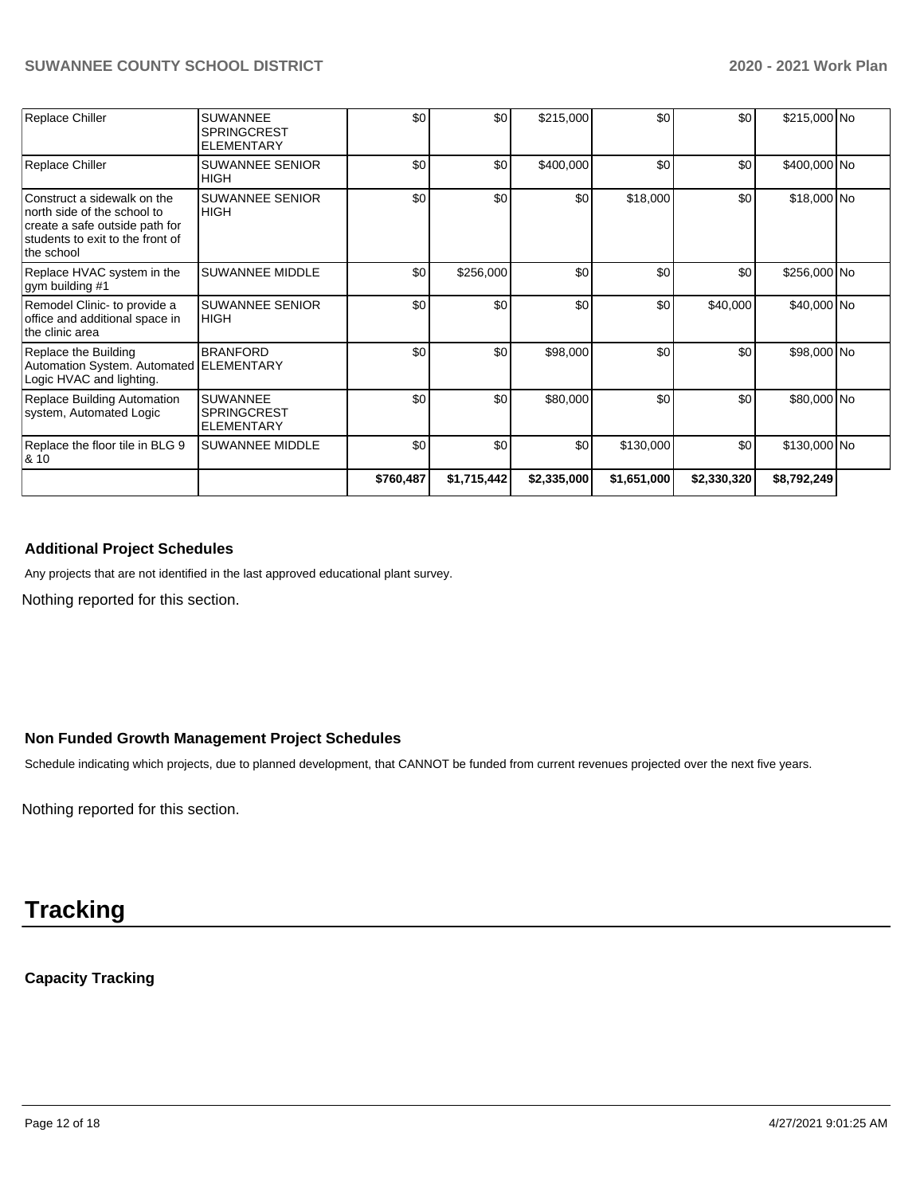| | | | | | | | | |
|---|---|---|---|---|---|---|---|---|
| Replace Chiller | SUWANNEE SPRINGCREST ELEMENTARY | $0 | $0 | $215,000 | $0 | $0 | $215,000 | No |
| Replace Chiller | SUWANNEE SENIOR HIGH | $0 | $0 | $400,000 | $0 | $0 | $400,000 | No |
| Construct a sidewalk on the north side of the school to create a safe outside path for students to exit to the front of the school | SUWANNEE SENIOR HIGH | $0 | $0 | $0 | $18,000 | $0 | $18,000 | No |
| Replace HVAC system in the gym building #1 | SUWANNEE MIDDLE | $0 | $256,000 | $0 | $0 | $0 | $256,000 | No |
| Remodel Clinic- to provide a office and additional space in the clinic area | SUWANNEE SENIOR HIGH | $0 | $0 | $0 | $0 | $40,000 | $40,000 | No |
| Replace the Building Automation System. Automated Logic HVAC and lighting. | BRANFORD ELEMENTARY | $0 | $0 | $98,000 | $0 | $0 | $98,000 | No |
| Replace Building Automation system, Automated Logic | SUWANNEE SPRINGCREST ELEMENTARY | $0 | $0 | $80,000 | $0 | $0 | $80,000 | No |
| Replace the floor tile in BLG 9 & 10 | SUWANNEE MIDDLE | $0 | $0 | $0 | $130,000 | $0 | $130,000 | No |
| | | $760,487 | $1,715,442 | $2,335,000 | $1,651,000 | $2,330,320 | $8,792,249 | |

### Additional Project Schedules

Any projects that are not identified in the last approved educational plant survey.

Nothing reported for this section.

### Non Funded Growth Management Project Schedules

Schedule indicating which projects, due to planned development, that CANNOT be funded from current revenues projected over the next five years.

Nothing reported for this section.

# Tracking

### Capacity Tracking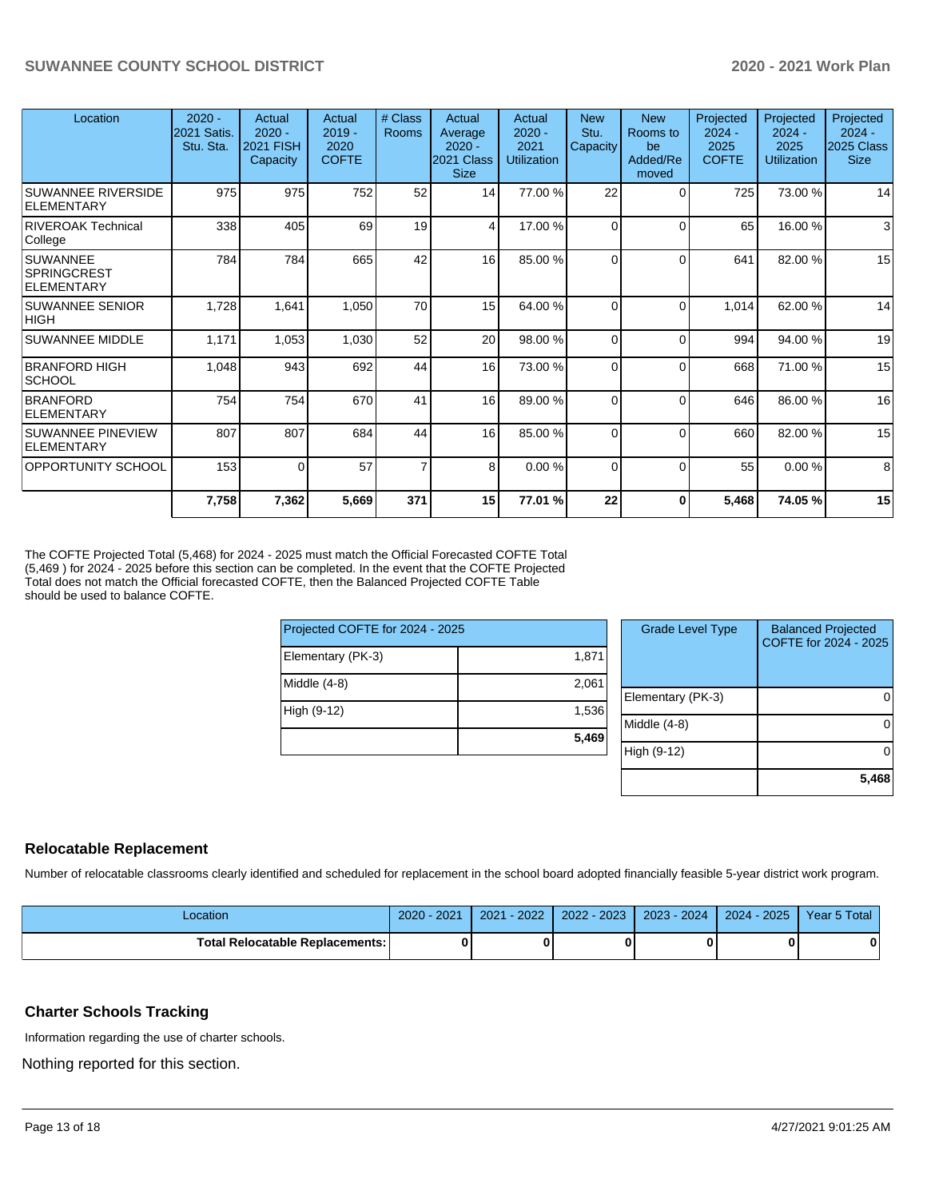| Location | 2020 - 2021 Satis. Stu. Sta. | Actual 2020 - 2021 FISH Capacity | Actual 2019 - 2020 COFTE | # Class Rooms | Actual Average 2020 - 2021 Class Size | Actual 2020 - 2021 Utilization | New Stu. Capacity | New Rooms to be Added/Removed | Projected 2024 - 2025 COFTE | Projected 2024 - 2025 Utilization | Projected 2024 - 2025 Class Size |
|---|---|---|---|---|---|---|---|---|---|---|---|
| SUWANNEE RIVERSIDE ELEMENTARY | 975 | 975 | 752 | 52 | 14 | 77.00 % | 22 | 0 | 725 | 73.00 % | 14 |
| RIVEROAK Technical College | 338 | 405 | 69 | 19 | 4 | 17.00 % | 0 | 0 | 65 | 16.00 % | 3 |
| SUWANNEE SPRINGCREST ELEMENTARY | 784 | 784 | 665 | 42 | 16 | 85.00 % | 0 | 0 | 641 | 82.00 % | 15 |
| SUWANNEE SENIOR HIGH | 1,728 | 1,641 | 1,050 | 70 | 15 | 64.00 % | 0 | 0 | 1,014 | 62.00 % | 14 |
| SUWANNEE MIDDLE | 1,171 | 1,053 | 1,030 | 52 | 20 | 98.00 % | 0 | 0 | 994 | 94.00 % | 19 |
| BRANFORD HIGH SCHOOL | 1,048 | 943 | 692 | 44 | 16 | 73.00 % | 0 | 0 | 668 | 71.00 % | 15 |
| BRANFORD ELEMENTARY | 754 | 754 | 670 | 41 | 16 | 89.00 % | 0 | 0 | 646 | 86.00 % | 16 |
| SUWANNEE PINEVIEW ELEMENTARY | 807 | 807 | 684 | 44 | 16 | 85.00 % | 0 | 0 | 660 | 82.00 % | 15 |
| OPPORTUNITY SCHOOL | 153 | 0 | 57 | 7 | 8 | 0.00 % | 0 | 0 | 55 | 0.00 % | 8 |
| | **7,758** | **7,362** | **5,669** | **371** | **15** | **77.01 %** | **22** | **0** | **5,468** | **74.05 %** | **15** |

The COFTE Projected Total (5,468) for 2024 - 2025 must match the Official Forecasted COFTE Total (5,469 ) for 2024 - 2025 before this section can be completed. In the event that the COFTE Projected Total does not match the Official forecasted COFTE, then the Balanced Projected COFTE Table should be used to balance COFTE.

| Projected COFTE for 2024 - 2025 | |
|---|---|
| Elementary (PK-3) | 1,871 |
| Middle (4-8) | 2,061 |
| High (9-12) | 1,536 |
| | **5,469** |

| Grade Level Type | Balanced Projected COFTE for 2024 - 2025 |
|---|---|
| Elementary (PK-3) | 0 |
| Middle (4-8) | 0 |
| High (9-12) | 0 |
| | **5,468** |

## Relocatable Replacement

Number of relocatable classrooms clearly identified and scheduled for replacement in the school board adopted financially feasible 5-year district work program.

| Location | 2020 - 2021 | 2021 - 2022 | 2022 - 2023 | 2023 - 2024 | 2024 - 2025 | Year 5 Total |
|---|---|---|---|---|---|---|
| **Total Relocatable Replacements:** | **0** | **0** | **0** | **0** | **0** | **0** |

## Charter Schools Tracking

Information regarding the use of charter schools.

Nothing reported for this section.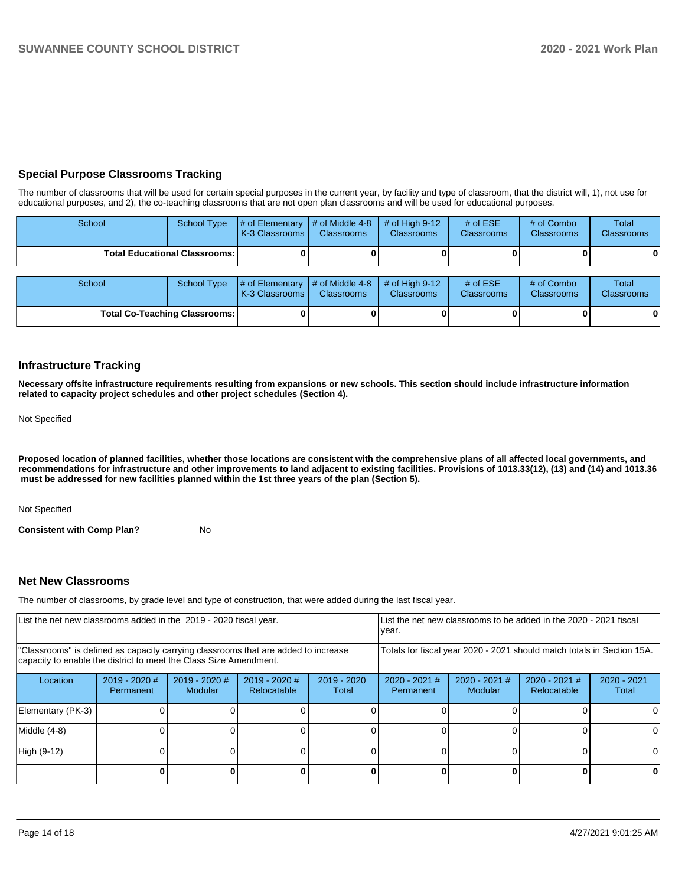## Special Purpose Classrooms Tracking

The number of classrooms that will be used for certain special purposes in the current year, by facility and type of classroom, that the district will, 1), not use for educational purposes, and 2), the co-teaching classrooms that are not open plan classrooms and will be used for educational purposes.

| School | School Type | # of Elementary K-3 Classrooms | # of Middle 4-8 Classrooms | # of High 9-12 Classrooms | # of ESE Classrooms | # of Combo Classrooms | Total Classrooms |
|---|---|---|---|---|---|---|---|
| **Total Educational Classrooms:** | | **0** | **0** | **0** | **0** | **0** | **0** |

| School | School Type | # of Elementary K-3 Classrooms | # of Middle 4-8 Classrooms | # of High 9-12 Classrooms | # of ESE Classrooms | # of Combo Classrooms | Total Classrooms |
|---|---|---|---|---|---|---|---|
| **Total Co-Teaching Classrooms:** | | **0** | **0** | **0** | **0** | **0** | **0** |

## Infrastructure Tracking

**Necessary offsite infrastructure requirements resulting from expansions or new schools. This section should include infrastructure information related to capacity project schedules and other project schedules (Section 4).**

Not Specified

**Proposed location of planned facilities, whether those locations are consistent with the comprehensive plans of all affected local governments, and recommendations for infrastructure and other improvements to land adjacent to existing facilities. Provisions of 1013.33(12), (13) and (14) and 1013.36 must be addressed for new facilities planned within the 1st three years of the plan (Section 5).**

Not Specified

**Consistent with Comp Plan?** No

## Net New Classrooms

The number of classrooms, by grade level and type of construction, that were added during the last fiscal year.

| List the net new classrooms added in the 2019 - 2020 fiscal year. | | | | | List the net new classrooms to be added in the 2020 - 2021 fiscal year. | | | |
|---|---|---|---|---|---|---|---|---|
| "Classrooms" is defined as capacity carrying classrooms that are added to increase capacity to enable the district to meet the Class Size Amendment. | | | | | Totals for fiscal year 2020 - 2021 should match totals in Section 15A. | | | |
| Location | 2019 - 2020 # Permanent | 2019 - 2020 # Modular | 2019 - 2020 # Relocatable | 2019 - 2020 Total | 2020 - 2021 # Permanent | 2020 - 2021 # Modular | 2020 - 2021 # Relocatable | 2020 - 2021 Total |
| Elementary (PK-3) | 0 | 0 | 0 | 0 | 0 | 0 | 0 | 0 |
| Middle (4-8) | 0 | 0 | 0 | 0 | 0 | 0 | 0 | 0 |
| High (9-12) | 0 | 0 | 0 | 0 | 0 | 0 | 0 | 0 |
| | **0** | **0** | **0** | **0** | **0** | **0** | **0** | **0** |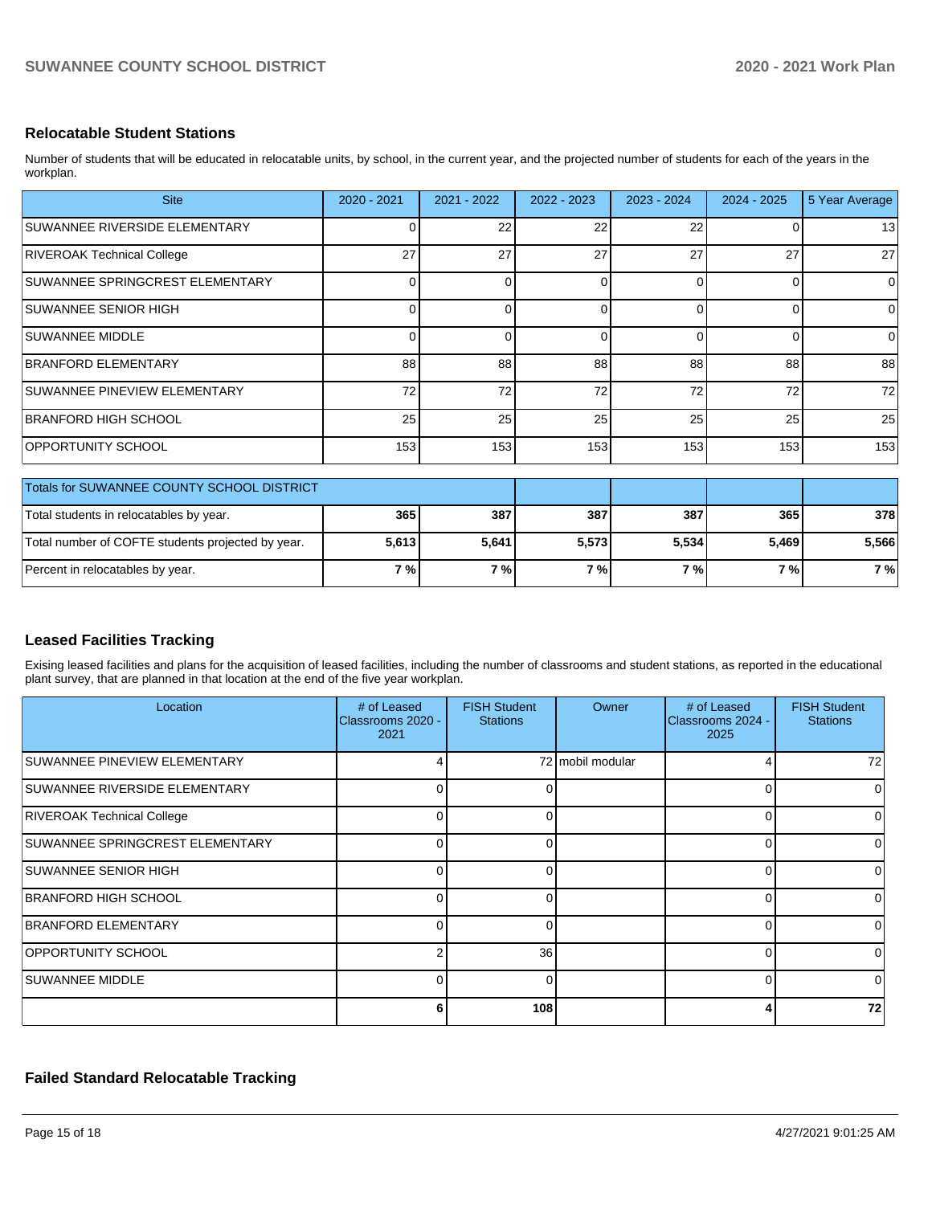## Relocatable Student Stations

Number of students that will be educated in relocatable units, by school, in the current year, and the projected number of students for each of the years in the workplan.

| Site | 2020 - 2021 | 2021 - 2022 | 2022 - 2023 | 2023 - 2024 | 2024 - 2025 | 5 Year Average |
|---|---|---|---|---|---|---|
| SUWANNEE RIVERSIDE ELEMENTARY | 0 | 22 | 22 | 22 | 0 | 13 |
| RIVEROAK Technical College | 27 | 27 | 27 | 27 | 27 | 27 |
| SUWANNEE SPRINGCREST ELEMENTARY | 0 | 0 | 0 | 0 | 0 | 0 |
| SUWANNEE SENIOR HIGH | 0 | 0 | 0 | 0 | 0 | 0 |
| SUWANNEE MIDDLE | 0 | 0 | 0 | 0 | 0 | 0 |
| BRANFORD ELEMENTARY | 88 | 88 | 88 | 88 | 88 | 88 |
| SUWANNEE PINEVIEW ELEMENTARY | 72 | 72 | 72 | 72 | 72 | 72 |
| BRANFORD HIGH SCHOOL | 25 | 25 | 25 | 25 | 25 | 25 |
| OPPORTUNITY SCHOOL | 153 | 153 | 153 | 153 | 153 | 153 |

| Totals for SUWANNEE COUNTY SCHOOL DISTRICT | | | | | | |
|---|---|---|---|---|---|---|
| Total students in relocatables by year. | **365** | **387** | **387** | **387** | **365** | **378** |
| Total number of COFTE students projected by year. | **5,613** | **5,641** | **5,573** | **5,534** | **5,469** | **5,566** |
| Percent in relocatables by year. | **7 %** | **7 %** | **7 %** | **7 %** | **7 %** | **7 %** |

## Leased Facilities Tracking

Exising leased facilities and plans for the acquisition of leased facilities, including the number of classrooms and student stations, as reported in the educational plant survey, that are planned in that location at the end of the five year workplan.

| Location | # of Leased Classrooms 2020 - 2021 | FISH Student Stations | Owner | # of Leased Classrooms 2024 - 2025 | FISH Student Stations |
|---|---|---|---|---|---|
| SUWANNEE PINEVIEW ELEMENTARY | 4 | 72 | mobil modular | 4 | 72 |
| SUWANNEE RIVERSIDE ELEMENTARY | 0 | 0 | | 0 | 0 |
| RIVEROAK Technical College | 0 | 0 | | 0 | 0 |
| SUWANNEE SPRINGCREST ELEMENTARY | 0 | 0 | | 0 | 0 |
| SUWANNEE SENIOR HIGH | 0 | 0 | | 0 | 0 |
| BRANFORD HIGH SCHOOL | 0 | 0 | | 0 | 0 |
| BRANFORD ELEMENTARY | 0 | 0 | | 0 | 0 |
| OPPORTUNITY SCHOOL | 2 | 36 | | 0 | 0 |
| SUWANNEE MIDDLE | 0 | 0 | | 0 | 0 |
| | **6** | **108** | | **4** | **72** |

## Failed Standard Relocatable Tracking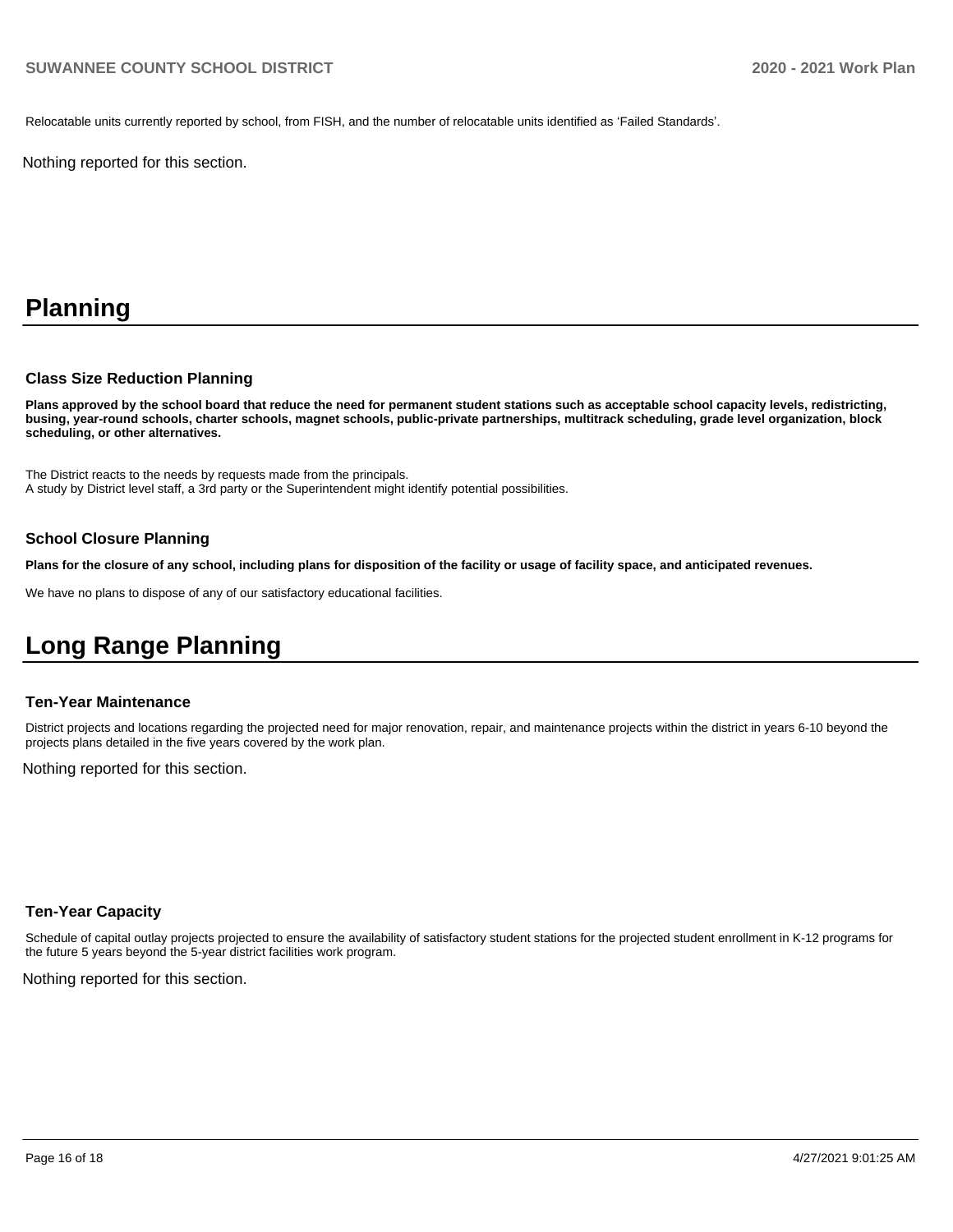Relocatable units currently reported by school, from FISH, and the number of relocatable units identified as 'Failed Standards'.

Nothing reported for this section.

# Planning

### Class Size Reduction Planning

**Plans approved by the school board that reduce the need for permanent student stations such as acceptable school capacity levels, redistricting, busing, year-round schools, charter schools, magnet schools, public-private partnerships, multitrack scheduling, grade level organization, block scheduling, or other alternatives.**

The District reacts to the needs by requests made from the principals.
A study by District level staff, a 3rd party or the Superintendent might identify potential possibilities.

### School Closure Planning

**Plans for the closure of any school, including plans for disposition of the facility or usage of facility space, and anticipated revenues.**

We have no plans to dispose of any of our satisfactory educational facilities.

# Long Range Planning

### Ten-Year Maintenance

District projects and locations regarding the projected need for major renovation, repair, and maintenance projects within the district in years 6-10 beyond the projects plans detailed in the five years covered by the work plan.

Nothing reported for this section.

### Ten-Year Capacity

Schedule of capital outlay projects projected to ensure the availability of satisfactory student stations for the projected student enrollment in K-12 programs for the future 5 years beyond the 5-year district facilities work program.

Nothing reported for this section.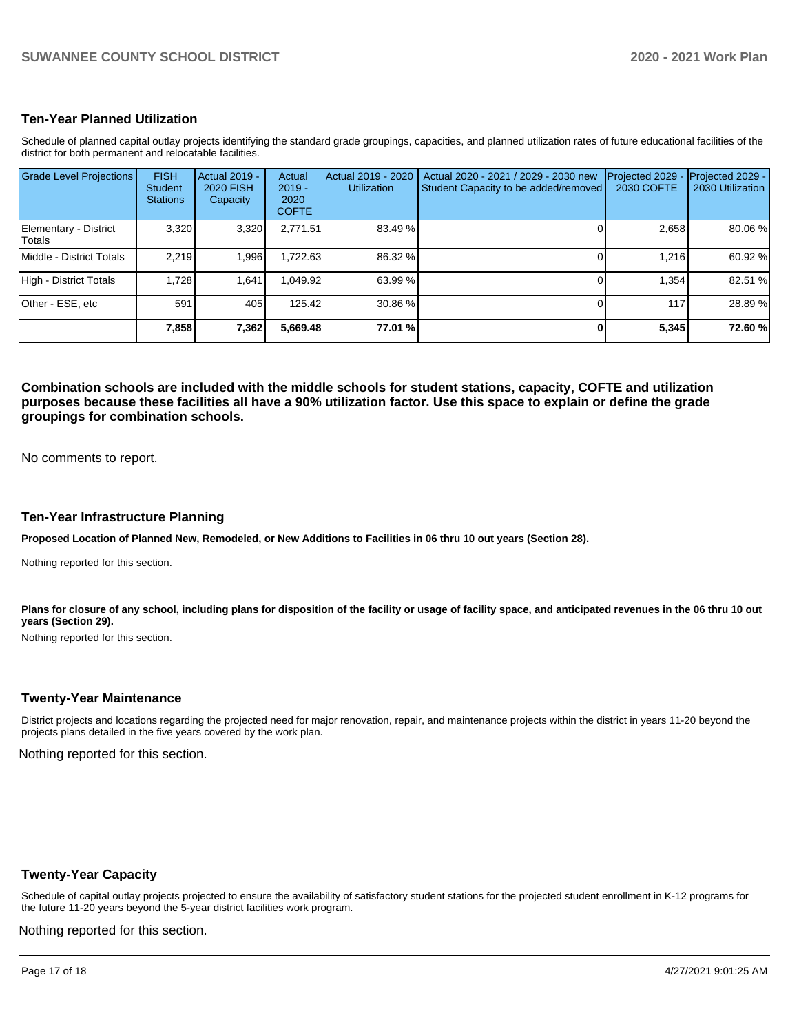## Ten-Year Planned Utilization

Schedule of planned capital outlay projects identifying the standard grade groupings, capacities, and planned utilization rates of future educational facilities of the district for both permanent and relocatable facilities.

| Grade Level Projections | FISH Student Stations | Actual 2019 - 2020 FISH Capacity | Actual 2019 - 2020 COFTE | Actual 2019 - 2020 Utilization | Actual 2020 - 2021 / 2029 - 2030 new Student Capacity to be added/removed | Projected 2029 - 2030 COFTE | Projected 2029 - 2030 Utilization |
|---|---|---|---|---|---|---|---|
| Elementary - District Totals | 3,320 | 3,320 | 2,771.51 | 83.49 % | 0 | 2,658 | 80.06 % |
| Middle - District Totals | 2,219 | 1,996 | 1,722.63 | 86.32 % | 0 | 1,216 | 60.92 % |
| High - District Totals | 1,728 | 1,641 | 1,049.92 | 63.99 % | 0 | 1,354 | 82.51 % |
| Other - ESE, etc | 591 | 405 | 125.42 | 30.86 % | 0 | 117 | 28.89 % |
| | **7,858** | **7,362** | **5,669.48** | **77.01 %** | **0** | **5,345** | **72.60 %** |

**Combination schools are included with the middle schools for student stations, capacity, COFTE and utilization purposes because these facilities all have a 90% utilization factor. Use this space to explain or define the grade groupings for combination schools.**

No comments to report.

## Ten-Year Infrastructure Planning

**Proposed Location of Planned New, Remodeled, or New Additions to Facilities in 06 thru 10 out years (Section 28).**

Nothing reported for this section.

**Plans for closure of any school, including plans for disposition of the facility or usage of facility space, and anticipated revenues in the 06 thru 10 out years (Section 29).**

Nothing reported for this section.

## Twenty-Year Maintenance

District projects and locations regarding the projected need for major renovation, repair, and maintenance projects within the district in years 11-20 beyond the projects plans detailed in the five years covered by the work plan.

Nothing reported for this section.

## Twenty-Year Capacity

Schedule of capital outlay projects projected to ensure the availability of satisfactory student stations for the projected student enrollment in K-12 programs for the future 11-20 years beyond the 5-year district facilities work program.

Nothing reported for this section.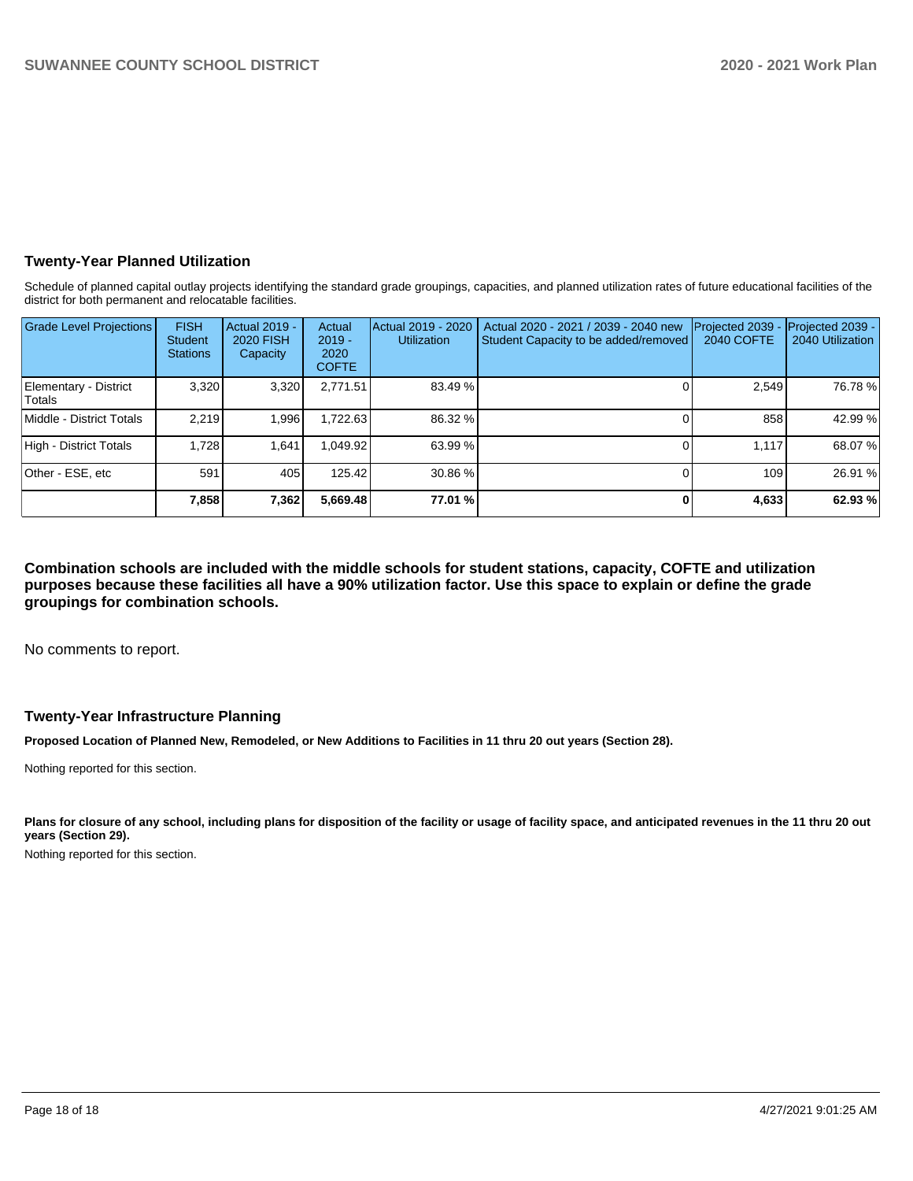## Twenty-Year Planned Utilization

Schedule of planned capital outlay projects identifying the standard grade groupings, capacities, and planned utilization rates of future educational facilities of the district for both permanent and relocatable facilities.

| Grade Level Projections | FISH Student Stations | Actual 2019 - 2020 FISH Capacity | Actual 2019 - 2020 COFTE | Actual 2019 - 2020 Utilization | Actual 2020 - 2021 / 2039 - 2040 new Student Capacity to be added/removed | Projected 2039 - 2040 COFTE | Projected 2039 - 2040 Utilization |
|---|---|---|---|---|---|---|---|
| Elementary - District Totals | 3,320 | 3,320 | 2,771.51 | 83.49 % | 0 | 2,549 | 76.78 % |
| Middle - District Totals | 2,219 | 1,996 | 1,722.63 | 86.32 % | 0 | 858 | 42.99 % |
| High - District Totals | 1,728 | 1,641 | 1,049.92 | 63.99 % | 0 | 1,117 | 68.07 % |
| Other - ESE, etc | 591 | 405 | 125.42 | 30.86 % | 0 | 109 | 26.91 % |
| | **7,858** | **7,362** | **5,669.48** | **77.01 %** | **0** | **4,633** | **62.93 %** |

**Combination schools are included with the middle schools for student stations, capacity, COFTE and utilization purposes because these facilities all have a 90% utilization factor. Use this space to explain or define the grade groupings for combination schools.**

No comments to report.

## Twenty-Year Infrastructure Planning

**Proposed Location of Planned New, Remodeled, or New Additions to Facilities in 11 thru 20 out years (Section 28).**

Nothing reported for this section.

**Plans for closure of any school, including plans for disposition of the facility or usage of facility space, and anticipated revenues in the 11 thru 20 out years (Section 29).**

Nothing reported for this section.